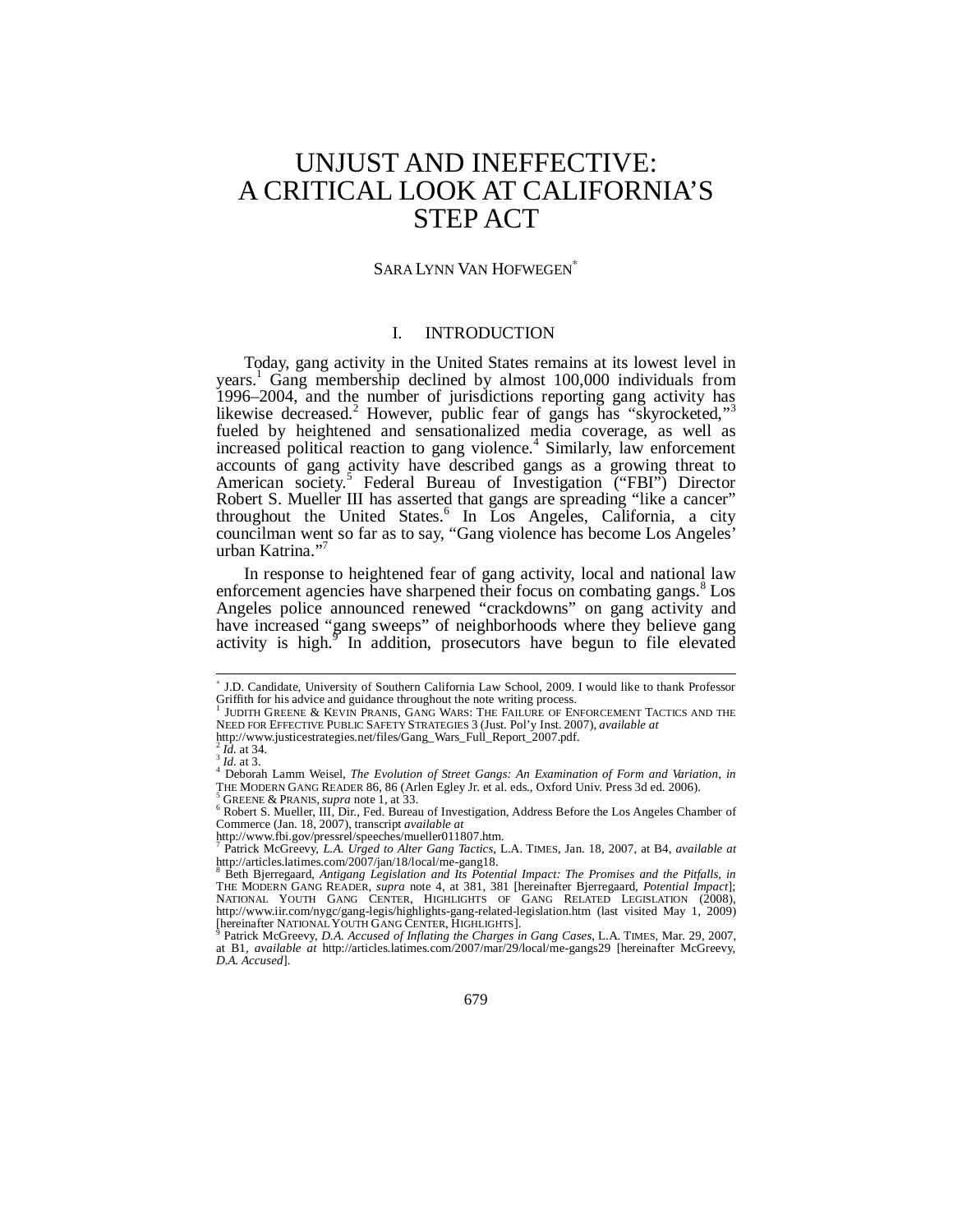# UNJUST AND INEFFECTIVE: A CRITICAL LOOK AT CALIFORNIA'S STEP ACT

SARA LYNN VAN HOFWEGEN[*]

## I. INTRODUCTION

Today, gang activity in the United States remains at its lowest level in years.[1] Gang membership declined by almost 100,000 individuals from 1996–2004, and the number of jurisdictions reporting gang activity has likewise decreased.[2] However, public fear of gangs has "skyrocketed,"[3] fueled by heightened and sensationalized media coverage, as well as increased political reaction to gang violence.[4] Similarly, law enforcement accounts of gang activity have described gangs as a growing threat to American society.[5] Federal Bureau of Investigation ("FBI") Director Robert S. Mueller III has asserted that gangs are spreading "like a cancer" throughout the United States.[6] In Los Angeles, California, a city councilman went so far as to say, "Gang violence has become Los Angeles' urban Katrina."[7]

In response to heightened fear of gang activity, local and national law enforcement agencies have sharpened their focus on combating gangs.[8] Los Angeles police announced renewed "crackdowns" on gang activity and have increased "gang sweeps" of neighborhoods where they believe gang activity is high.[9] In addition, prosecutors have begun to file elevated

---

[*] J.D. Candidate, University of Southern California Law School, 2009. I would like to thank Professor Griffith for his advice and guidance throughout the note writing process.

[1] JUDITH GREENE & KEVIN PRANIS, GANG WARS: THE FAILURE OF ENFORCEMENT TACTICS AND THE NEED FOR EFFECTIVE PUBLIC SAFETY STRATEGIES 3 (Just. Pol'y Inst. 2007), *available at* http://www.justicestrategies.net/files/Gang_Wars_Full_Report_2007.pdf.

[2] *Id.* at 34.

[3] *Id.* at 3.

[4] Deborah Lamm Weisel, *The Evolution of Street Gangs: An Examination of Form and Variation*, *in* THE MODERN GANG READER 86, 86 (Arlen Egley Jr. et al. eds., Oxford Univ. Press 3d ed. 2006).

[5] GREENE & PRANIS, *supra* note 1, at 33.

[6] Robert S. Mueller, III, Dir., Fed. Bureau of Investigation, Address Before the Los Angeles Chamber of Commerce (Jan. 18, 2007), transcript *available at* http://www.fbi.gov/pressrel/speeches/mueller011807.htm.

[7] Patrick McGreevy, *L.A. Urged to Alter Gang Tactics*, L.A. TIMES, Jan. 18, 2007, at B4, *available at* http://articles.latimes.com/2007/jan/18/local/me-gang18.

[8] Beth Bjerregaard, *Antigang Legislation and Its Potential Impact: The Promises and the Pitfalls*, *in* THE MODERN GANG READER, *supra* note 4, at 381, 381 [hereinafter Bjerregaard, *Potential Impact*]; NATIONAL YOUTH GANG CENTER, HIGHLIGHTS OF GANG RELATED LEGISLATION (2008), http://www.iir.com/nygc/gang-legis/highlights-gang-related-legislation.htm (last visited May 1, 2009) [hereinafter NATIONAL YOUTH GANG CENTER, HIGHLIGHTS].

[9] Patrick McGreevy, *D.A. Accused of Inflating the Charges in Gang Cases*, L.A. TIMES, Mar. 29, 2007, at B1, *available at* http://articles.latimes.com/2007/mar/29/local/me-gangs29 [hereinafter McGreevy, *D.A. Accused*].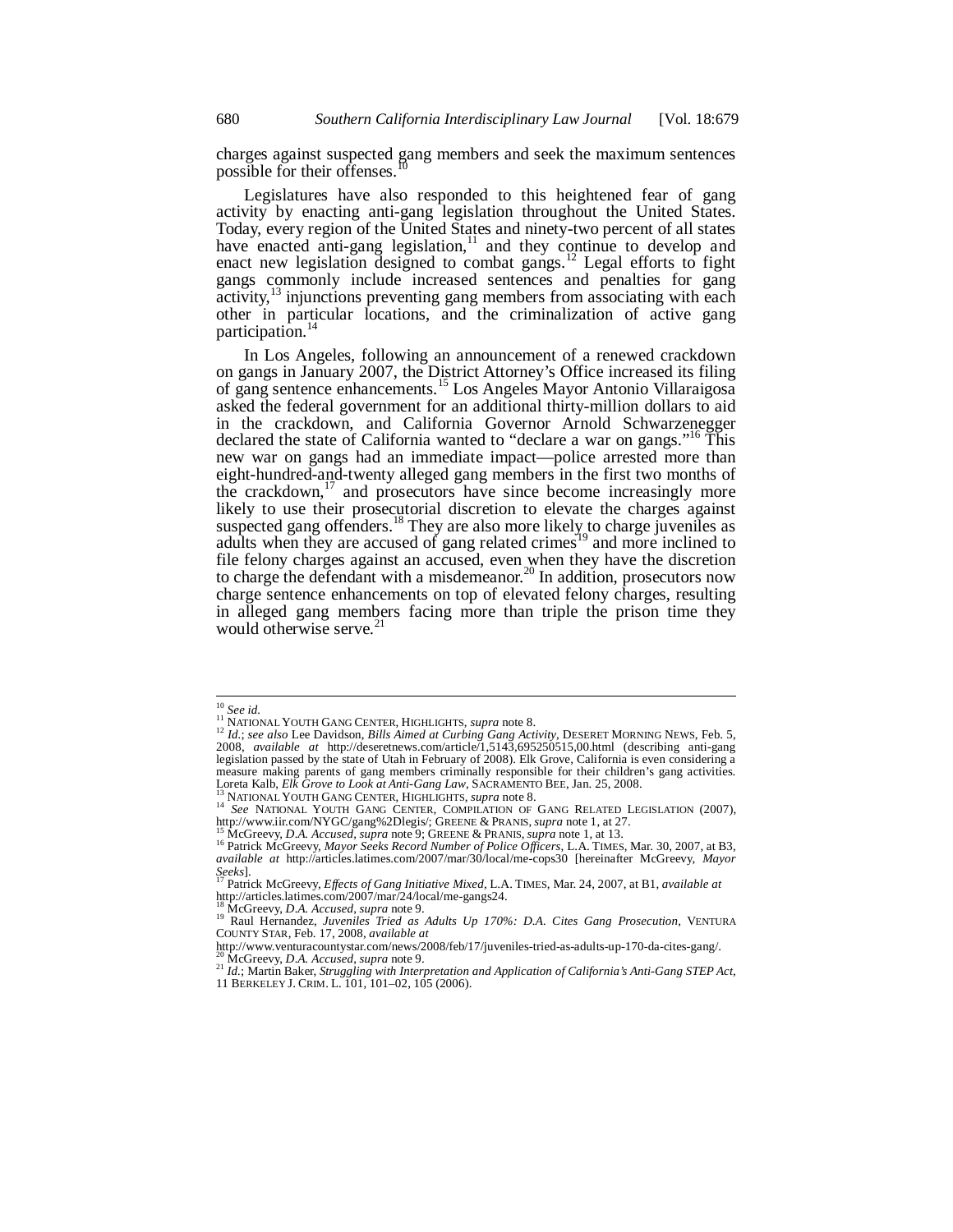charges against suspected gang members and seek the maximum sentences possible for their offenses.[10]

Legislatures have also responded to this heightened fear of gang activity by enacting anti-gang legislation throughout the United States. Today, every region of the United States and ninety-two percent of all states have enacted anti-gang legislation,[11] and they continue to develop and enact new legislation designed to combat gangs.[12] Legal efforts to fight gangs commonly include increased sentences and penalties for gang activity,[13] injunctions preventing gang members from associating with each other in particular locations, and the criminalization of active gang participation.[14]

In Los Angeles, following an announcement of a renewed crackdown on gangs in January 2007, the District Attorney's Office increased its filing of gang sentence enhancements.[15] Los Angeles Mayor Antonio Villaraigosa asked the federal government for an additional thirty-million dollars to aid in the crackdown, and California Governor Arnold Schwarzenegger declared the state of California wanted to "declare a war on gangs."[16] This new war on gangs had an immediate impact—police arrested more than eight-hundred-and-twenty alleged gang members in the first two months of the crackdown,[17] and prosecutors have since become increasingly more likely to use their prosecutorial discretion to elevate the charges against suspected gang offenders.[18] They are also more likely to charge juveniles as adults when they are accused of gang related crimes[19] and more inclined to file felony charges against an accused, even when they have the discretion to charge the defendant with a misdemeanor.[20] In addition, prosecutors now charge sentence enhancements on top of elevated felony charges, resulting in alleged gang members facing more than triple the prison time they would otherwise serve.[21]

---

[10] *See id.*

[11] NATIONAL YOUTH GANG CENTER, HIGHLIGHTS, *supra* note 8.

[12] *Id.*; *see also* Lee Davidson, *Bills Aimed at Curbing Gang Activity*, DESERET MORNING NEWS, Feb. 5, 2008, *available at* http://deseretnews.com/article/1,5143,695250515,00.html (describing anti-gang legislation passed by the state of Utah in February of 2008). Elk Grove, California is even considering a measure making parents of gang members criminally responsible for their children's gang activities. Loreta Kalb, *Elk Grove to Look at Anti-Gang Law*, SACRAMENTO BEE, Jan. 25, 2008.

[13] NATIONAL YOUTH GANG CENTER, HIGHLIGHTS, *supra* note 8.

[14] *See* NATIONAL YOUTH GANG CENTER, COMPILATION OF GANG RELATED LEGISLATION (2007), http://www.iir.com/NYGC/gang%2Dlegis/; GREENE & PRANIS, *supra* note 1, at 27.

[15] McGreevy, *D.A. Accused*, *supra* note 9; GREENE & PRANIS, *supra* note 1, at 13.

[16] Patrick McGreevy, *Mayor Seeks Record Number of Police Officers*, L.A. TIMES, Mar. 30, 2007, at B3, *available at* http://articles.latimes.com/2007/mar/30/local/me-cops30 [hereinafter McGreevy, *Mayor Seeks*].

[17] Patrick McGreevy, *Effects of Gang Initiative Mixed*, L.A. TIMES, Mar. 24, 2007, at B1, *available at* http://articles.latimes.com/2007/mar/24/local/me-gangs24.

[18] McGreevy, *D.A. Accused*, *supra* note 9.

[19] Raul Hernandez, *Juveniles Tried as Adults Up 170%: D.A. Cites Gang Prosecution*, VENTURA COUNTY STAR, Feb. 17, 2008, *available at* http://www.venturacountystar.com/news/2008/feb/17/juveniles-tried-as-adults-up-170-da-cites-gang/.

[20] McGreevy, *D.A. Accused*, *supra* note 9.

[21] *Id.*; Martin Baker, *Struggling with Interpretation and Application of California's Anti-Gang STEP Act*, 11 BERKELEY J. CRIM. L. 101, 101–02, 105 (2006).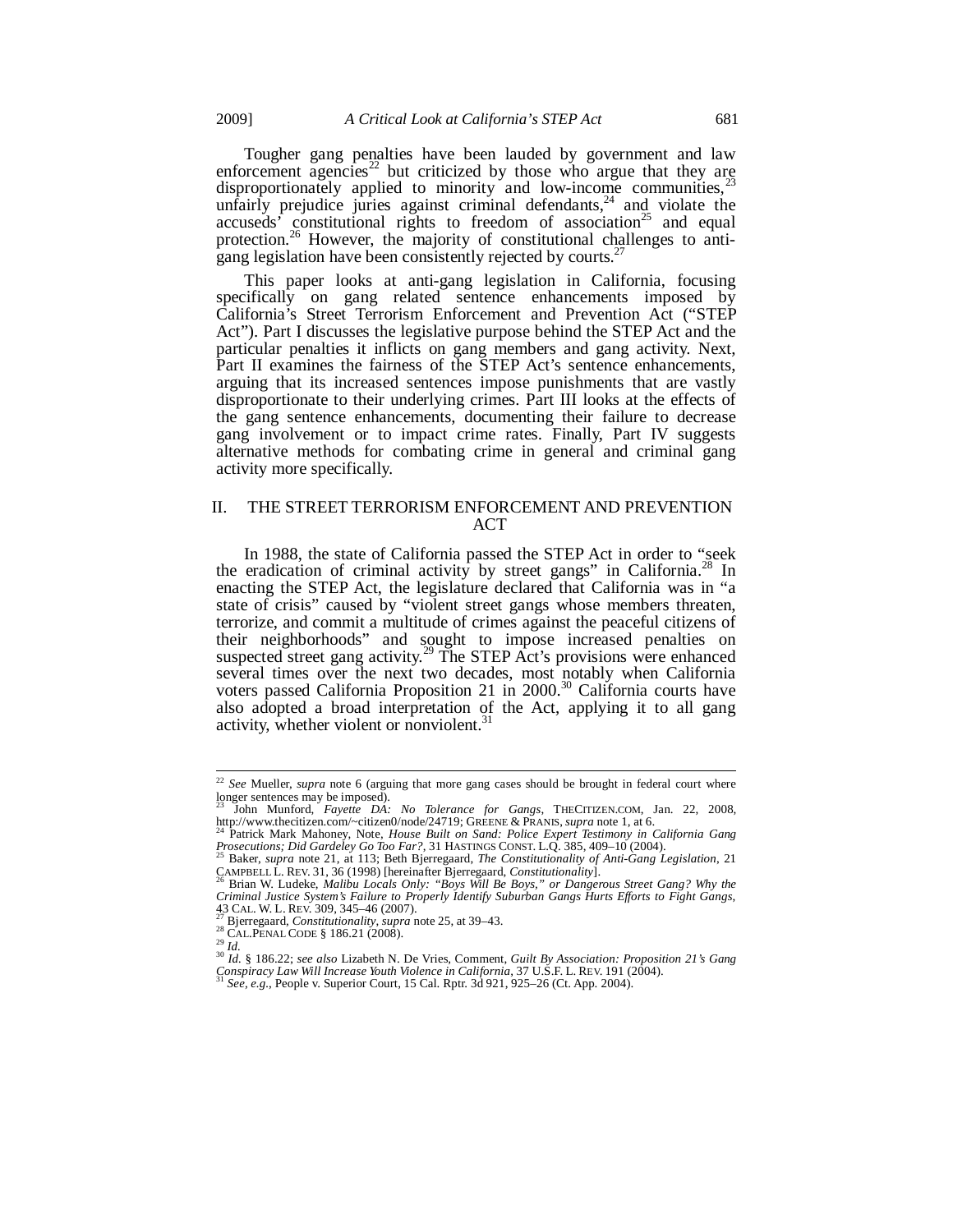Tougher gang penalties have been lauded by government and law enforcement agencies[22] but criticized by those who argue that they are disproportionately applied to minority and low-income communities,[23] unfairly prejudice juries against criminal defendants,[24] and violate the accuseds' constitutional rights to freedom of association[25] and equal protection.[26] However, the majority of constitutional challenges to anti-gang legislation have been consistently rejected by courts.[27]

This paper looks at anti-gang legislation in California, focusing specifically on gang related sentence enhancements imposed by California's Street Terrorism Enforcement and Prevention Act ("STEP Act"). Part I discusses the legislative purpose behind the STEP Act and the particular penalties it inflicts on gang members and gang activity. Next, Part II examines the fairness of the STEP Act's sentence enhancements, arguing that its increased sentences impose punishments that are vastly disproportionate to their underlying crimes. Part III looks at the effects of the gang sentence enhancements, documenting their failure to decrease gang involvement or to impact crime rates. Finally, Part IV suggests alternative methods for combating crime in general and criminal gang activity more specifically.

## II. THE STREET TERRORISM ENFORCEMENT AND PREVENTION ACT

In 1988, the state of California passed the STEP Act in order to "seek the eradication of criminal activity by street gangs" in California.[28] In enacting the STEP Act, the legislature declared that California was in "a state of crisis" caused by "violent street gangs whose members threaten, terrorize, and commit a multitude of crimes against the peaceful citizens of their neighborhoods" and sought to impose increased penalties on suspected street gang activity.[29] The STEP Act's provisions were enhanced several times over the next two decades, most notably when California voters passed California Proposition 21 in 2000.[30] California courts have also adopted a broad interpretation of the Act, applying it to all gang activity, whether violent or nonviolent.[31]

---

[22] *See* Mueller, *supra* note 6 (arguing that more gang cases should be brought in federal court where longer sentences may be imposed).

[23] John Munford, *Fayette DA: No Tolerance for Gangs*, THECITIZEN.COM, Jan. 22, 2008, http://www.thecitizen.com/~citizen0/node/24719; GREENE & PRANIS, *supra* note 1, at 6.

[24] Patrick Mark Mahoney, Note, *House Built on Sand: Police Expert Testimony in California Gang Prosecutions; Did Gardeley Go Too Far?*, 31 HASTINGS CONST. L.Q. 385, 409–10 (2004).

[25] Baker, *supra* note 21, at 113; Beth Bjerregaard, *The Constitutionality of Anti-Gang Legislation*, 21 CAMPBELL L. REV. 31, 36 (1998) [hereinafter Bjerregaard, *Constitutionality*].

[26] Brian W. Ludeke, *Malibu Locals Only: "Boys Will Be Boys," or Dangerous Street Gang? Why the Criminal Justice System's Failure to Properly Identify Suburban Gangs Hurts Efforts to Fight Gangs*, 43 CAL. W. L. REV. 309, 345–46 (2007).

[27] Bjerregaard, *Constitutionality*, *supra* note 25, at 39–43.

[28] CAL.PENAL CODE § 186.21 (2008).

[29] *Id.*

[30] *Id.* § 186.22; *see also* Lizabeth N. De Vries, Comment, *Guilt By Association: Proposition 21's Gang Conspiracy Law Will Increase Youth Violence in California*, 37 U.S.F. L. REV. 191 (2004).

[31] *See, e.g.*, People v. Superior Court, 15 Cal. Rptr. 3d 921, 925–26 (Ct. App. 2004).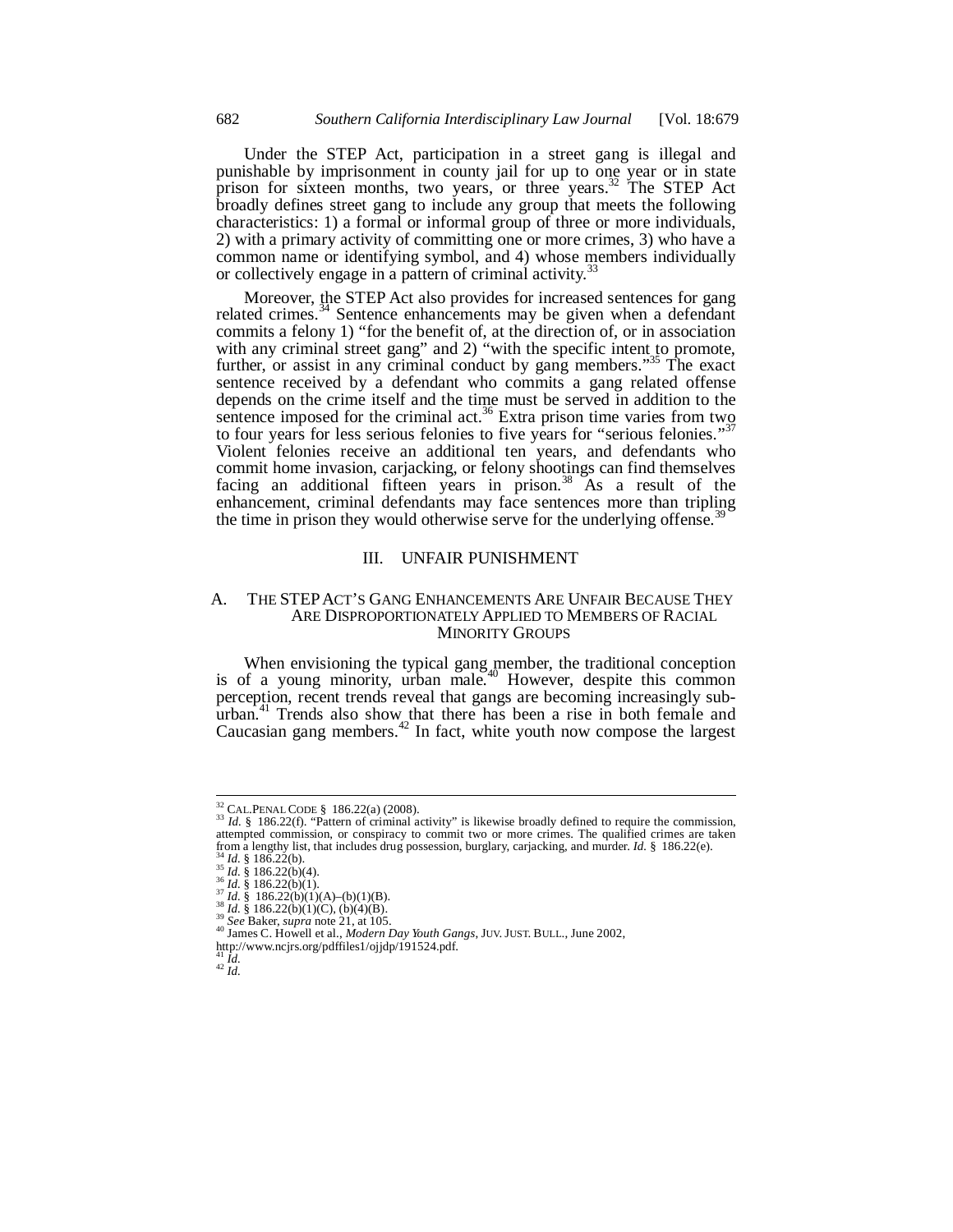Under the STEP Act, participation in a street gang is illegal and punishable by imprisonment in county jail for up to one year or in state prison for sixteen months, two years, or three years.[32] The STEP Act broadly defines street gang to include any group that meets the following characteristics: 1) a formal or informal group of three or more individuals, 2) with a primary activity of committing one or more crimes, 3) who have a common name or identifying symbol, and 4) whose members individually or collectively engage in a pattern of criminal activity.[33]

Moreover, the STEP Act also provides for increased sentences for gang related crimes.[34] Sentence enhancements may be given when a defendant commits a felony 1) "for the benefit of, at the direction of, or in association with any criminal street gang" and 2) "with the specific intent to promote, further, or assist in any criminal conduct by gang members."[35] The exact sentence received by a defendant who commits a gang related offense depends on the crime itself and the time must be served in addition to the sentence imposed for the criminal act.[36] Extra prison time varies from two to four years for less serious felonies to five years for "serious felonies."[37] Violent felonies receive an additional ten years, and defendants who commit home invasion, carjacking, or felony shootings can find themselves facing an additional fifteen years in prison.[38] As a result of the enhancement, criminal defendants may face sentences more than tripling the time in prison they would otherwise serve for the underlying offense.[39]

## III. UNFAIR PUNISHMENT

### A. THE STEP ACT'S GANG ENHANCEMENTS ARE UNFAIR BECAUSE THEY ARE DISPROPORTIONATELY APPLIED TO MEMBERS OF RACIAL MINORITY GROUPS

When envisioning the typical gang member, the traditional conception is of a young minority, urban male.[40] However, despite this common perception, recent trends reveal that gangs are becoming increasingly sub-urban.[41] Trends also show that there has been a rise in both female and Caucasian gang members.[42] In fact, white youth now compose the largest

---

[32] CAL. PENAL CODE § 186.22(a) (2008).

[33] *Id.* § 186.22(f). "Pattern of criminal activity" is likewise broadly defined to require the commission, attempted commission, or conspiracy to commit two or more crimes. The qualified crimes are taken from a lengthy list, that includes drug possession, burglary, carjacking, and murder. *Id.* § 186.22(e).

[34] *Id.* § 186.22(b).

[35] *Id.* § 186.22(b)(4).

[36] *Id.* § 186.22(b)(1).

[37] *Id.* § 186.22(b)(1)(A)–(b)(1)(B).

[38] *Id.* § 186.22(b)(1)(C), (b)(4)(B).

[39] *See* Baker, *supra* note 21, at 105.

[40] James C. Howell et al., *Modern Day Youth Gangs*, JUV. JUST. BULL., June 2002, http://www.ncjrs.org/pdffiles1/ojjdp/191524.pdf.

[41] *Id.*

[42] *Id.*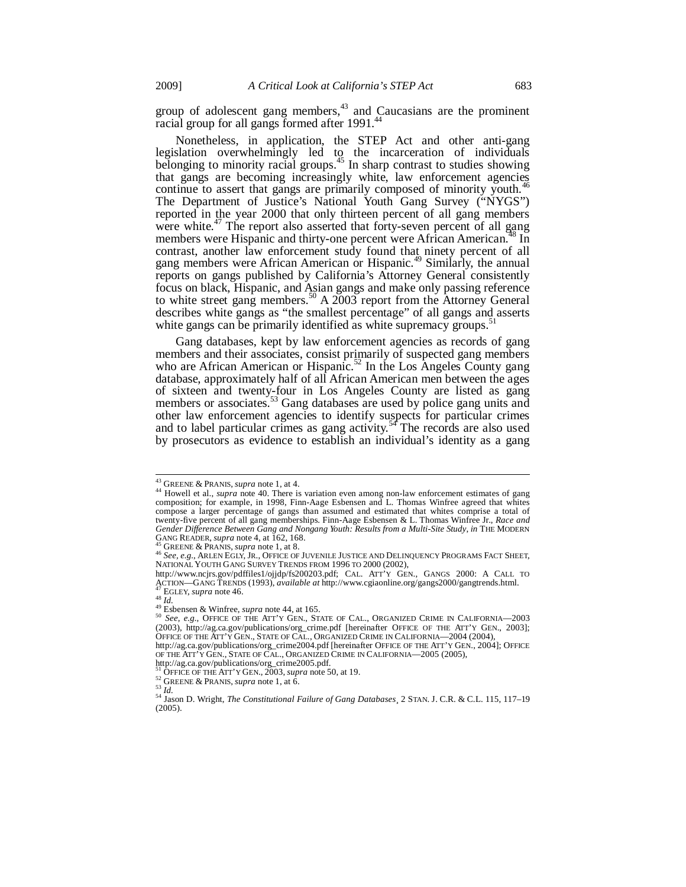group of adolescent gang members,[43] and Caucasians are the prominent racial group for all gangs formed after 1991.[44]

Nonetheless, in application, the STEP Act and other anti-gang legislation overwhelmingly led to the incarceration of individuals belonging to minority racial groups.[45] In sharp contrast to studies showing that gangs are becoming increasingly white, law enforcement agencies continue to assert that gangs are primarily composed of minority youth.[46] The Department of Justice's National Youth Gang Survey ("NYGS") reported in the year 2000 that only thirteen percent of all gang members were white.[47] The report also asserted that forty-seven percent of all gang members were Hispanic and thirty-one percent were African American.[48] In contrast, another law enforcement study found that ninety percent of all gang members were African American or Hispanic.[49] Similarly, the annual reports on gangs published by California's Attorney General consistently focus on black, Hispanic, and Asian gangs and make only passing reference to white street gang members.[50] A 2003 report from the Attorney General describes white gangs as "the smallest percentage" of all gangs and asserts white gangs can be primarily identified as white supremacy groups.[51]

Gang databases, kept by law enforcement agencies as records of gang members and their associates, consist primarily of suspected gang members who are African American or Hispanic.[52] In the Los Angeles County gang database, approximately half of all African American men between the ages of sixteen and twenty-four in Los Angeles County are listed as gang members or associates.[53] Gang databases are used by police gang units and other law enforcement agencies to identify suspects for particular crimes and to label particular crimes as gang activity.[54] The records are also used by prosecutors as evidence to establish an individual's identity as a gang

---

[43] GREENE & PRANIS, *supra* note 1, at 4.

[44] Howell et al., *supra* note 40. There is variation even among non-law enforcement estimates of gang composition; for example, in 1998, Finn-Aage Esbensen and L. Thomas Winfree agreed that whites compose a larger percentage of gangs than assumed and estimated that whites comprise a total of twenty-five percent of all gang memberships. Finn-Aage Esbensen & L. Thomas Winfree Jr., *Race and Gender Difference Between Gang and Nongang Youth: Results from a Multi-Site Study*, *in* THE MODERN GANG READER, *supra* note 4, at 162, 168.

[45] GREENE & PRANIS, *supra* note 1, at 8.

[46] *See, e.g.*, ARLEN EGLY, JR., OFFICE OF JUVENILE JUSTICE AND DELINQUENCY PROGRAMS FACT SHEET, NATIONAL YOUTH GANG SURVEY TRENDS FROM 1996 TO 2000 (2002), http://www.ncjrs.gov/pdffiles1/ojjdp/fs200203.pdf; CAL. ATT'Y GEN., GANGS 2000: A CALL TO ACTION—GANG TRENDS (1993), *available at* http://www.cgiaonline.org/gangs2000/gangtrends.html.

[47] EGLEY, *supra* note 46.

[48] *Id.*

[49] Esbensen & Winfree, *supra* note 44, at 165.

[50] *See, e.g.*, OFFICE OF THE ATT'Y GEN., STATE OF CAL., ORGANIZED CRIME IN CALIFORNIA—2003 (2003), http://ag.ca.gov/publications/org_crime.pdf [hereinafter OFFICE OF THE ATT'Y GEN., 2003]; OFFICE OF THE ATT'Y GEN., STATE OF CAL., ORGANIZED CRIME IN CALIFORNIA—2004 (2004), http://ag.ca.gov/publications/org_crime2004.pdf [hereinafter OFFICE OF THE ATT'Y GEN., 2004]; OFFICE OF THE ATT'Y GEN., STATE OF CAL., ORGANIZED CRIME IN CALIFORNIA—2005 (2005), http://ag.ca.gov/publications/org_crime2005.pdf.

[51] OFFICE OF THE ATT'Y GEN., 2003, *supra* note 50, at 19.

[52] GREENE & PRANIS, *supra* note 1, at 6.

[53] *Id.*

[54] Jason D. Wright, *The Constitutional Failure of Gang Databases*¸ 2 STAN. J. C.R. & C.L. 115, 117–19 (2005).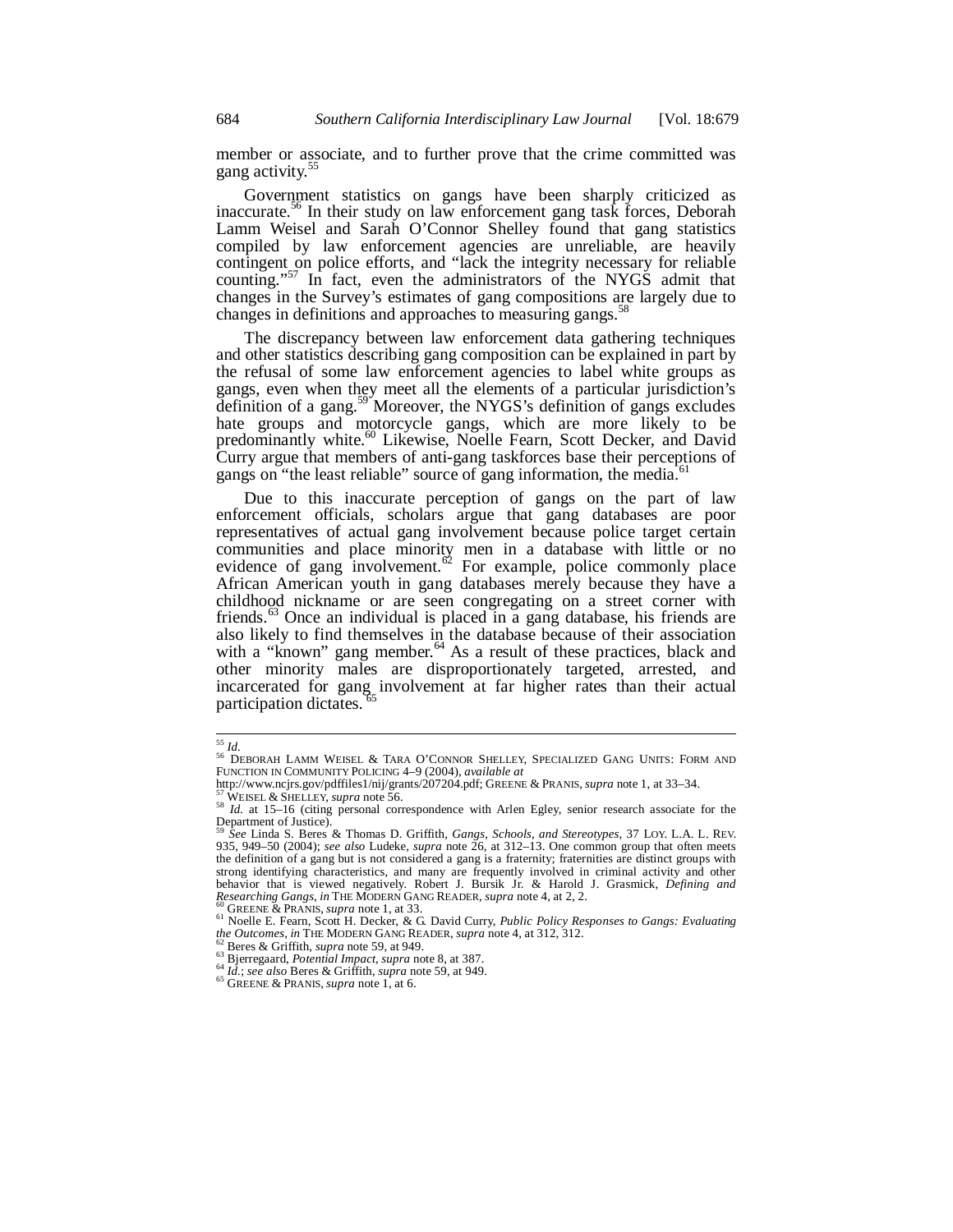member or associate, and to further prove that the crime committed was gang activity.[55]

Government statistics on gangs have been sharply criticized as inaccurate.[56] In their study on law enforcement gang task forces, Deborah Lamm Weisel and Sarah O'Connor Shelley found that gang statistics compiled by law enforcement agencies are unreliable, are heavily contingent on police efforts, and "lack the integrity necessary for reliable counting."[57] In fact, even the administrators of the NYGS admit that changes in the Survey's estimates of gang compositions are largely due to changes in definitions and approaches to measuring gangs.[58]

The discrepancy between law enforcement data gathering techniques and other statistics describing gang composition can be explained in part by the refusal of some law enforcement agencies to label white groups as gangs, even when they meet all the elements of a particular jurisdiction's definition of a gang.[59] Moreover, the NYGS's definition of gangs excludes hate groups and motorcycle gangs, which are more likely to be predominantly white.[60] Likewise, Noelle Fearn, Scott Decker, and David Curry argue that members of anti-gang taskforces base their perceptions of gangs on "the least reliable" source of gang information, the media.[61]

Due to this inaccurate perception of gangs on the part of law enforcement officials, scholars argue that gang databases are poor representatives of actual gang involvement because police target certain communities and place minority men in a database with little or no evidence of gang involvement.[62] For example, police commonly place African American youth in gang databases merely because they have a childhood nickname or are seen congregating on a street corner with friends.[63] Once an individual is placed in a gang database, his friends are also likely to find themselves in the database because of their association with a "known" gang member.[64] As a result of these practices, black and other minority males are disproportionately targeted, arrested, and incarcerated for gang involvement at far higher rates than their actual participation dictates.[65]

---

[55] *Id.*

[56] DEBORAH LAMM WEISEL & TARA O'CONNOR SHELLEY, SPECIALIZED GANG UNITS: FORM AND FUNCTION IN COMMUNITY POLICING 4–9 (2004), *available at* http://www.ncjrs.gov/pdffiles1/nij/grants/207204.pdf; GREENE & PRANIS, *supra* note 1, at 33–34.

[57] WEISEL & SHELLEY, *supra* note 56.

[58] *Id.* at 15–16 (citing personal correspondence with Arlen Egley, senior research associate for the Department of Justice).

[59] *See* Linda S. Beres & Thomas D. Griffith, *Gangs, Schools, and Stereotypes*, 37 LOY. L.A. L. REV. 935, 949–50 (2004); *see also* Ludeke, *supra* note 26, at 312–13. One common group that often meets the definition of a gang but is not considered a gang is a fraternity; fraternities are distinct groups with strong identifying characteristics, and many are frequently involved in criminal activity and other behavior that is viewed negatively. Robert J. Bursik Jr. & Harold J. Grasmick, *Defining and Researching Gangs*, *in* THE MODERN GANG READER, *supra* note 4, at 2, 2.

[60] GREENE & PRANIS, *supra* note 1, at 33.

[61] Noelle E. Fearn, Scott H. Decker, & G. David Curry, *Public Policy Responses to Gangs: Evaluating the Outcomes*, *in* THE MODERN GANG READER, *supra* note 4, at 312, 312.

[62] Beres & Griffith, *supra* note 59, at 949.

[63] Bjerregaard, *Potential Impact*, *supra* note 8, at 387.

[64] *Id.*; *see also* Beres & Griffith, *supra* note 59, at 949.

[65] GREENE & PRANIS, *supra* note 1, at 6.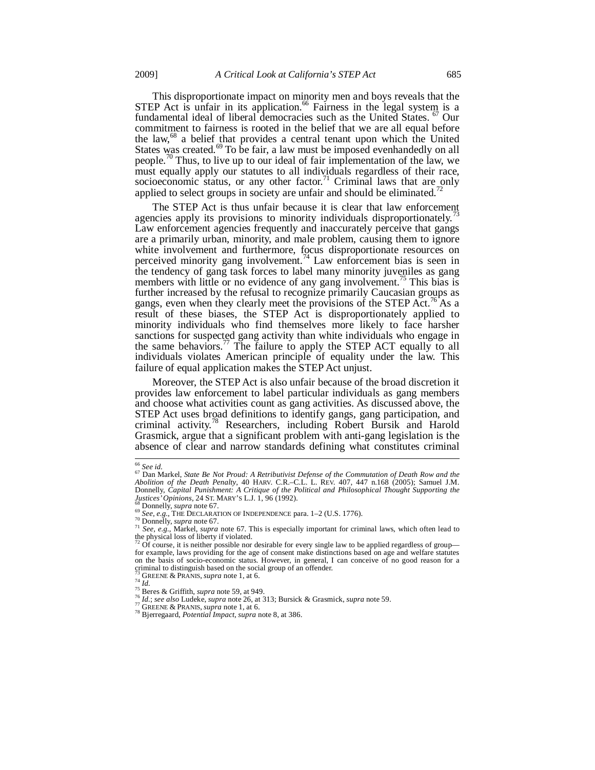This disproportionate impact on minority men and boys reveals that the STEP Act is unfair in its application.[66] Fairness in the legal system is a fundamental ideal of liberal democracies such as the United States.[67] Our commitment to fairness is rooted in the belief that we are all equal before the law,[68] a belief that provides a central tenant upon which the United States was created.[69] To be fair, a law must be imposed evenhandedly on all people.[70] Thus, to live up to our ideal of fair implementation of the law, we must equally apply our statutes to all individuals regardless of their race, socioeconomic status, or any other factor.[71] Criminal laws that are only applied to select groups in society are unfair and should be eliminated.[72]

The STEP Act is thus unfair because it is clear that law enforcement agencies apply its provisions to minority individuals disproportionately.[73] Law enforcement agencies frequently and inaccurately perceive that gangs are a primarily urban, minority, and male problem, causing them to ignore white involvement and furthermore, focus disproportionate resources on perceived minority gang involvement.[74] Law enforcement bias is seen in the tendency of gang task forces to label many minority juveniles as gang members with little or no evidence of any gang involvement.[75] This bias is further increased by the refusal to recognize primarily Caucasian groups as gangs, even when they clearly meet the provisions of the STEP Act.[76] As a result of these biases, the STEP Act is disproportionately applied to minority individuals who find themselves more likely to face harsher sanctions for suspected gang activity than white individuals who engage in the same behaviors.[77] The failure to apply the STEP ACT equally to all individuals violates American principle of equality under the law. This failure of equal application makes the STEP Act unjust.

Moreover, the STEP Act is also unfair because of the broad discretion it provides law enforcement to label particular individuals as gang members and choose what activities count as gang activities. As discussed above, the STEP Act uses broad definitions to identify gangs, gang participation, and criminal activity.[78] Researchers, including Robert Bursik and Harold Grasmick, argue that a significant problem with anti-gang legislation is the absence of clear and narrow standards defining what constitutes criminal

---

[66] *See id.*

[67] Dan Markel, *State Be Not Proud: A Retributivist Defense of the Commutation of Death Row and the Abolition of the Death Penalty*, 40 HARV. C.R.–C.L. L. REV. 407, 447 n.168 (2005); Samuel J.M. Donnelly, *Capital Punishment: A Critique of the Political and Philosophical Thought Supporting the Justices' Opinions*, 24 ST. MARY'S L.J. 1, 96 (1992).

[68] Donnelly, *supra* note 67.

[69] *See, e.g.*, THE DECLARATION OF INDEPENDENCE para. 1–2 (U.S. 1776).

[70] Donnelly, *supra* note 67.

[71] *See, e.g.*, Markel, *supra* note 67. This is especially important for criminal laws, which often lead to the physical loss of liberty if violated.

[72] Of course, it is neither possible nor desirable for every single law to be applied regardless of group—for example, laws providing for the age of consent make distinctions based on age and welfare statutes on the basis of socio-economic status. However, in general, I can conceive of no good reason for a criminal to distinguish based on the social group of an offender.

[73] GREENE & PRANIS, *supra* note 1, at 6.

[74] *Id.*

[75] Beres & Griffith, *supra* note 59, at 949.

[76] *Id.*; *see also* Ludeke, *supra* note 26, at 313; Bursick & Grasmick, *supra* note 59.

[77] GREENE & PRANIS, *supra* note 1, at 6.

[78] Bjerregaard, *Potential Impact*, *supra* note 8, at 386.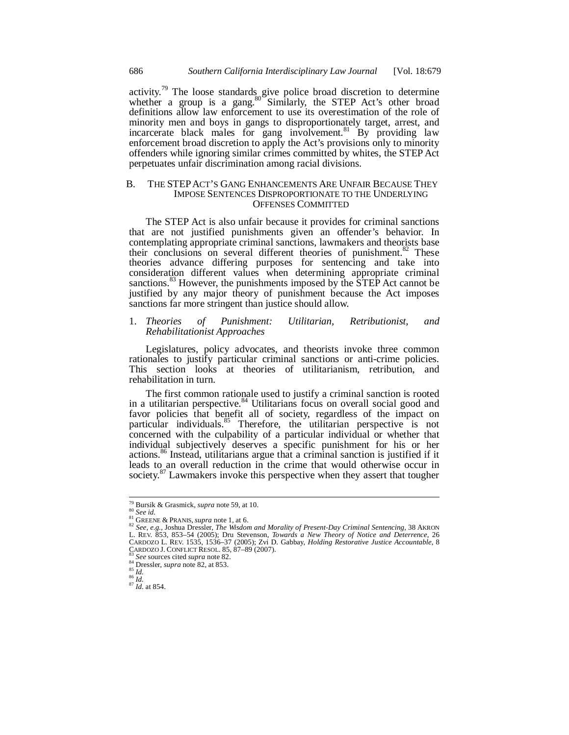activity.[79] The loose standards give police broad discretion to determine whether a group is a gang.[80] Similarly, the STEP Act's other broad definitions allow law enforcement to use its overestimation of the role of minority men and boys in gangs to disproportionately target, arrest, and incarcerate black males for gang involvement.[81] By providing law enforcement broad discretion to apply the Act's provisions only to minority offenders while ignoring similar crimes committed by whites, the STEP Act perpetuates unfair discrimination among racial divisions.

## B. The STEP Act's Gang Enhancements Are Unfair Because They Impose Sentences Disproportionate to the Underlying Offenses Committed

The STEP Act is also unfair because it provides for criminal sanctions that are not justified punishments given an offender's behavior. In contemplating appropriate criminal sanctions, lawmakers and theorists base their conclusions on several different theories of punishment.[82] These theories advance differing purposes for sentencing and take into consideration different values when determining appropriate criminal sanctions.[83] However, the punishments imposed by the STEP Act cannot be justified by any major theory of punishment because the Act imposes sanctions far more stringent than justice should allow.

### 1. *Theories of Punishment: Utilitarian, Retributionist, and Rehabilitationist Approaches*

Legislatures, policy advocates, and theorists invoke three common rationales to justify particular criminal sanctions or anti-crime policies. This section looks at theories of utilitarianism, retribution, and rehabilitation in turn.

The first common rationale used to justify a criminal sanction is rooted in a utilitarian perspective.[84] Utilitarians focus on overall social good and favor policies that benefit all of society, regardless of the impact on particular individuals.[85] Therefore, the utilitarian perspective is not concerned with the culpability of a particular individual or whether that individual subjectively deserves a specific punishment for his or her actions.[86] Instead, utilitarians argue that a criminal sanction is justified if it leads to an overall reduction in the crime that would otherwise occur in society.[87] Lawmakers invoke this perspective when they assert that tougher

---

[79] Bursik & Grasmick, *supra* note 59, at 10.
[80] *See id.*
[81] GREENE & PRANIS, *supra* note 1, at 6.
[82] *See, e.g.*, Joshua Dressler, *The Wisdom and Morality of Present-Day Criminal Sentencing*, 38 AKRON L. REV. 853, 853–54 (2005); Dru Stevenson, *Towards a New Theory of Notice and Deterrence*, 26 CARDOZO L. REV. 1535, 1536–37 (2005); Zvi D. Gabbay, *Holding Restorative Justice Accountable*, 8 CARDOZO J. CONFLICT RESOL. 85, 87–89 (2007).
[83] *See* sources cited *supra* note 82.
[84] Dressler, *supra* note 82, at 853.
[85] *Id.*
[86] *Id.*
[87] *Id.* at 854.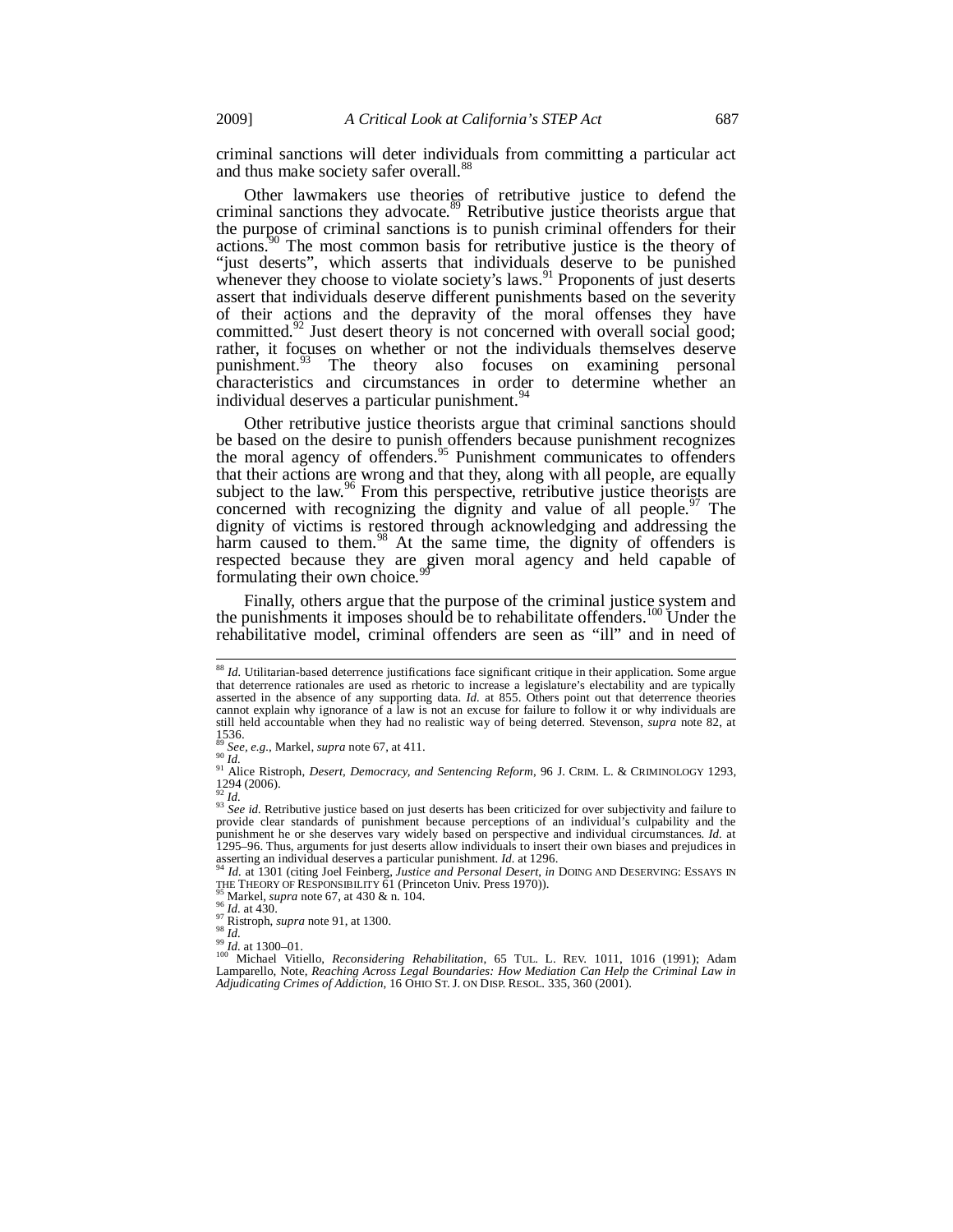criminal sanctions will deter individuals from committing a particular act and thus make society safer overall.[88]

Other lawmakers use theories of retributive justice to defend the criminal sanctions they advocate.[89] Retributive justice theorists argue that the purpose of criminal sanctions is to punish criminal offenders for their actions.[90] The most common basis for retributive justice is the theory of "just deserts", which asserts that individuals deserve to be punished whenever they choose to violate society's laws.[91] Proponents of just deserts assert that individuals deserve different punishments based on the severity of their actions and the depravity of the moral offenses they have committed.[92] Just desert theory is not concerned with overall social good; rather, it focuses on whether or not the individuals themselves deserve punishment.[93] The theory also focuses on examining personal characteristics and circumstances in order to determine whether an individual deserves a particular punishment.[94]

Other retributive justice theorists argue that criminal sanctions should be based on the desire to punish offenders because punishment recognizes the moral agency of offenders.[95] Punishment communicates to offenders that their actions are wrong and that they, along with all people, are equally subject to the law.[96] From this perspective, retributive justice theorists are concerned with recognizing the dignity and value of all people.[97] The dignity of victims is restored through acknowledging and addressing the harm caused to them.[98] At the same time, the dignity of offenders is respected because they are given moral agency and held capable of formulating their own choice.[99]

Finally, others argue that the purpose of the criminal justice system and the punishments it imposes should be to rehabilitate offenders.[100] Under the rehabilitative model, criminal offenders are seen as "ill" and in need of

---

[88] *Id.* Utilitarian-based deterrence justifications face significant critique in their application. Some argue that deterrence rationales are used as rhetoric to increase a legislature's electability and are typically asserted in the absence of any supporting data. *Id.* at 855. Others point out that deterrence theories cannot explain why ignorance of a law is not an excuse for failure to follow it or why individuals are still held accountable when they had no realistic way of being deterred. Stevenson, *supra* note 82, at 1536.

[89] *See, e.g.*, Markel, *supra* note 67, at 411.

[90] *Id.*

[91] Alice Ristroph, *Desert, Democracy, and Sentencing Reform*, 96 J. CRIM. L. & CRIMINOLOGY 1293, 1294 (2006).

[92] *Id.*

[93] *See id.* Retributive justice based on just deserts has been criticized for over subjectivity and failure to provide clear standards of punishment because perceptions of an individual's culpability and the punishment he or she deserves vary widely based on perspective and individual circumstances. *Id.* at 1295–96. Thus, arguments for just deserts allow individuals to insert their own biases and prejudices in asserting an individual deserves a particular punishment. *Id.* at 1296.

[94] *Id.* at 1301 (citing Joel Feinberg, *Justice and Personal Desert*, *in* DOING AND DESERVING: ESSAYS IN THE THEORY OF RESPONSIBILITY 61 (Princeton Univ. Press 1970)).

[95] Markel, *supra* note 67, at 430 & n. 104.

[96] *Id.* at 430.

[97] Ristroph, *supra* note 91, at 1300.

[98] *Id.*

[99] *Id.* at 1300–01.

[100] Michael Vitiello, *Reconsidering Rehabilitation*, 65 TUL. L. REV. 1011, 1016 (1991); Adam Lamparello, Note, *Reaching Across Legal Boundaries: How Mediation Can Help the Criminal Law in Adjudicating Crimes of Addiction*, 16 OHIO ST. J. ON DISP. RESOL. 335, 360 (2001).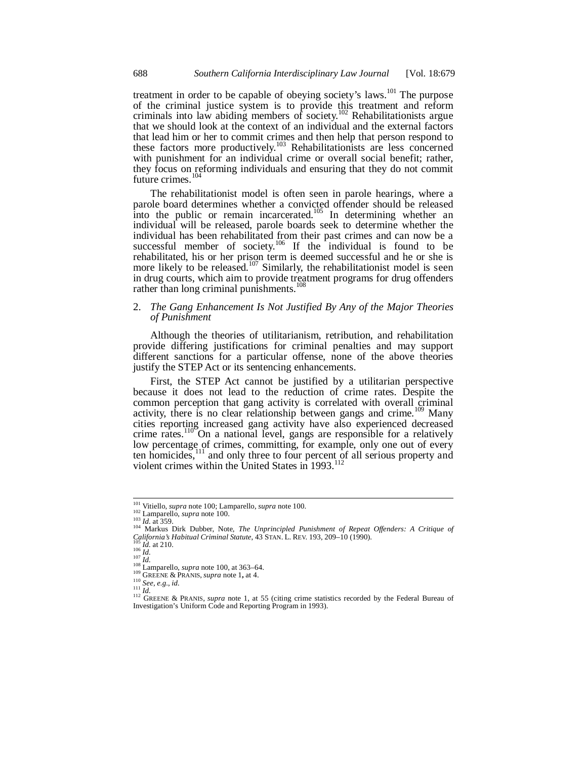treatment in order to be capable of obeying society's laws.[101] The purpose of the criminal justice system is to provide this treatment and reform criminals into law abiding members of society.[102] Rehabilitationists argue that we should look at the context of an individual and the external factors that lead him or her to commit crimes and then help that person respond to these factors more productively.[103] Rehabilitationists are less concerned with punishment for an individual crime or overall social benefit; rather, they focus on reforming individuals and ensuring that they do not commit future crimes.[104]

The rehabilitationist model is often seen in parole hearings, where a parole board determines whether a convicted offender should be released into the public or remain incarcerated.[105] In determining whether an individual will be released, parole boards seek to determine whether the individual has been rehabilitated from their past crimes and can now be a successful member of society.[106] If the individual is found to be rehabilitated, his or her prison term is deemed successful and he or she is more likely to be released.[107] Similarly, the rehabilitationist model is seen in drug courts, which aim to provide treatment programs for drug offenders rather than long criminal punishments.[108]

### 2. *The Gang Enhancement Is Not Justified By Any of the Major Theories of Punishment*

Although the theories of utilitarianism, retribution, and rehabilitation provide differing justifications for criminal penalties and may support different sanctions for a particular offense, none of the above theories justify the STEP Act or its sentencing enhancements.

First, the STEP Act cannot be justified by a utilitarian perspective because it does not lead to the reduction of crime rates. Despite the common perception that gang activity is correlated with overall criminal activity, there is no clear relationship between gangs and crime.[109] Many cities reporting increased gang activity have also experienced decreased crime rates.[110] On a national level, gangs are responsible for a relatively low percentage of crimes, committing, for example, only one out of every ten homicides,[111] and only three to four percent of all serious property and violent crimes within the United States in 1993.[112]

---

[101] Vitiello, *supra* note 100; Lamparello, *supra* note 100.
[102] Lamparello, *supra* note 100.
[103] *Id.* at 359.
[104] Markus Dirk Dubber, Note, *The Unprincipled Punishment of Repeat Offenders: A Critique of California's Habitual Criminal Statute*, 43 STAN. L. REV. 193, 209–10 (1990).
[105] *Id.* at 210.
[106] *Id.*
[107] *Id.*
[108] Lamparello, *supra* note 100, at 363–64.
[109] GREENE & PRANIS, *supra* note 1, at 4.
[110] *See, e.g.*, *id.*
[111] *Id.*
[112] GREENE & PRANIS, *supra* note 1, at 55 (citing crime statistics recorded by the Federal Bureau of Investigation's Uniform Code and Reporting Program in 1993).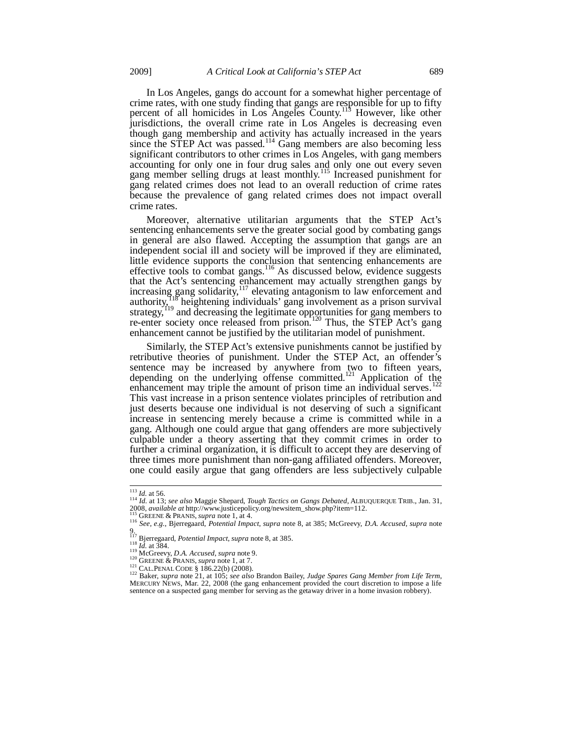In Los Angeles, gangs do account for a somewhat higher percentage of crime rates, with one study finding that gangs are responsible for up to fifty percent of all homicides in Los Angeles County.[113] However, like other jurisdictions, the overall crime rate in Los Angeles is decreasing even though gang membership and activity has actually increased in the years since the STEP Act was passed.[114] Gang members are also becoming less significant contributors to other crimes in Los Angeles, with gang members accounting for only one in four drug sales and only one out every seven gang member selling drugs at least monthly.[115] Increased punishment for gang related crimes does not lead to an overall reduction of crime rates because the prevalence of gang related crimes does not impact overall crime rates.

Moreover, alternative utilitarian arguments that the STEP Act's sentencing enhancements serve the greater social good by combating gangs in general are also flawed. Accepting the assumption that gangs are an independent social ill and society will be improved if they are eliminated, little evidence supports the conclusion that sentencing enhancements are effective tools to combat gangs.[116] As discussed below, evidence suggests that the Act's sentencing enhancement may actually strengthen gangs by increasing gang solidarity,[117] elevating antagonism to law enforcement and authority,[118] heightening individuals' gang involvement as a prison survival strategy,[119] and decreasing the legitimate opportunities for gang members to re-enter society once released from prison.[120] Thus, the STEP Act's gang enhancement cannot be justified by the utilitarian model of punishment.

Similarly, the STEP Act's extensive punishments cannot be justified by retributive theories of punishment. Under the STEP Act, an offender's sentence may be increased by anywhere from two to fifteen years, depending on the underlying offense committed.[121] Application of the enhancement may triple the amount of prison time an individual serves.[122] This vast increase in a prison sentence violates principles of retribution and just deserts because one individual is not deserving of such a significant increase in sentencing merely because a crime is committed while in a gang. Although one could argue that gang offenders are more subjectively culpable under a theory asserting that they commit crimes in order to further a criminal organization, it is difficult to accept they are deserving of three times more punishment than non-gang affiliated offenders. Moreover, one could easily argue that gang offenders are less subjectively culpable

---

[113] *Id.* at 56.

[114] *Id.* at 13; *see also* Maggie Shepard, *Tough Tactics on Gangs Debated*, ALBUQUERQUE TRIB., Jan. 31, 2008, *available at* http://www.justicepolicy.org/newsitem_show.php?item=112.

[115] GREENE & PRANIS, *supra* note 1, at 4.

[116] *See, e.g.*, Bjerregaard, *Potential Impact*, *supra* note 8, at 385; McGreevy, *D.A. Accused*, *supra* note 9.

[117] Bjerregaard, *Potential Impact*, *supra* note 8, at 385.

[118] *Id.* at 384.

[119] McGreevy, *D.A. Accused*, *supra* note 9.

[120] GREENE & PRANIS, *supra* note 1, at 7.

[121] CAL.PENAL CODE § 186.22(b) (2008).

[122] Baker, *supra* note 21, at 105; *see also* Brandon Bailey, *Judge Spares Gang Member from Life Term*, MERCURY NEWS, Mar. 22, 2008 (the gang enhancement provided the court discretion to impose a life sentence on a suspected gang member for serving as the getaway driver in a home invasion robbery).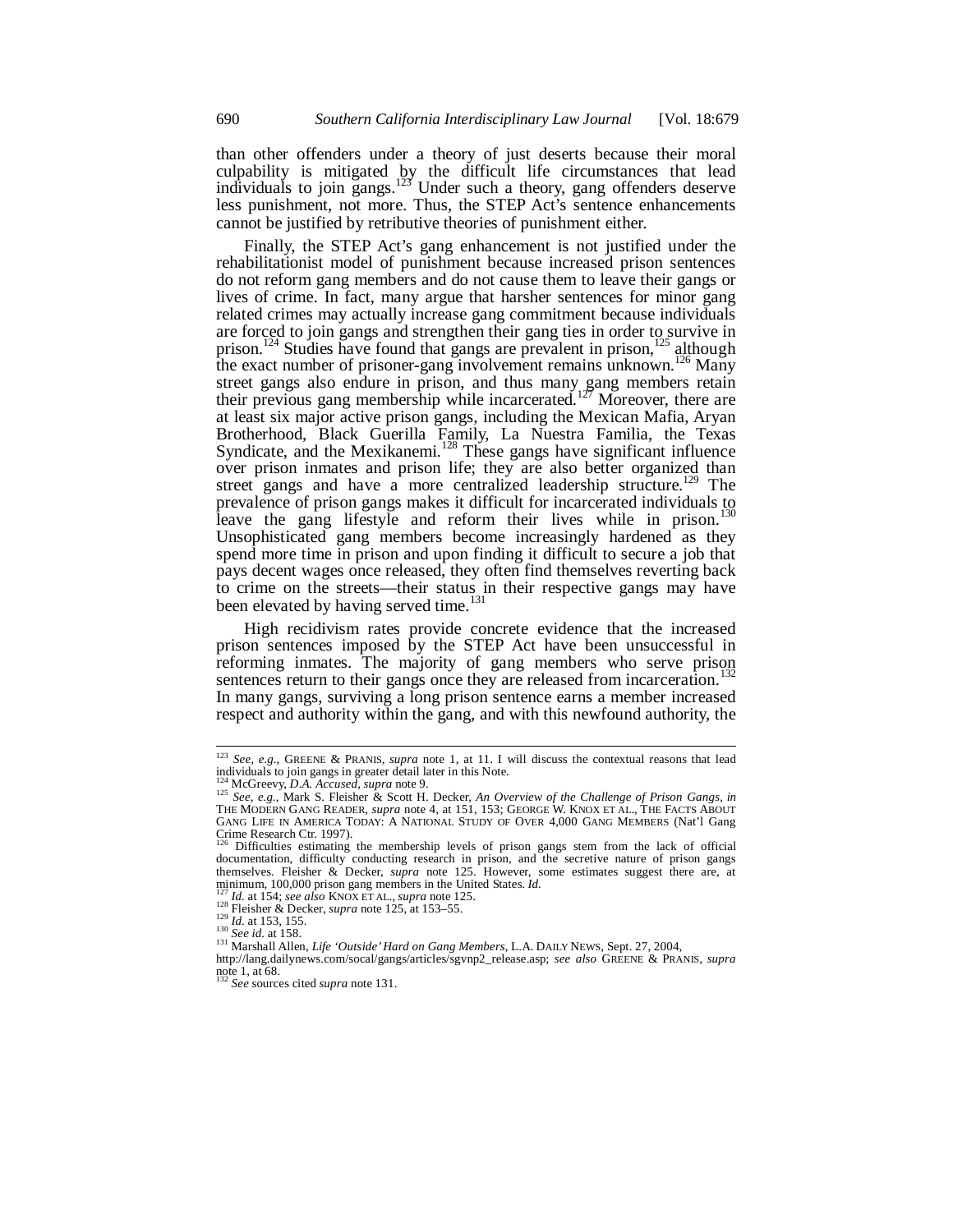than other offenders under a theory of just deserts because their moral culpability is mitigated by the difficult life circumstances that lead individuals to join gangs.[123] Under such a theory, gang offenders deserve less punishment, not more. Thus, the STEP Act's sentence enhancements cannot be justified by retributive theories of punishment either.

Finally, the STEP Act's gang enhancement is not justified under the rehabilitationist model of punishment because increased prison sentences do not reform gang members and do not cause them to leave their gangs or lives of crime. In fact, many argue that harsher sentences for minor gang related crimes may actually increase gang commitment because individuals are forced to join gangs and strengthen their gang ties in order to survive in prison.[124] Studies have found that gangs are prevalent in prison,[125] although the exact number of prisoner-gang involvement remains unknown.[126] Many street gangs also endure in prison, and thus many gang members retain their previous gang membership while incarcerated.[127] Moreover, there are at least six major active prison gangs, including the Mexican Mafia, Aryan Brotherhood, Black Guerilla Family, La Nuestra Familia, the Texas Syndicate, and the Mexikanemi.[128] These gangs have significant influence over prison inmates and prison life; they are also better organized than street gangs and have a more centralized leadership structure.[129] The prevalence of prison gangs makes it difficult for incarcerated individuals to leave the gang lifestyle and reform their lives while in prison.[130] Unsophisticated gang members become increasingly hardened as they spend more time in prison and upon finding it difficult to secure a job that pays decent wages once released, they often find themselves reverting back to crime on the streets—their status in their respective gangs may have been elevated by having served time.[131]

High recidivism rates provide concrete evidence that the increased prison sentences imposed by the STEP Act have been unsuccessful in reforming inmates. The majority of gang members who serve prison sentences return to their gangs once they are released from incarceration.[132] In many gangs, surviving a long prison sentence earns a member increased respect and authority within the gang, and with this newfound authority, the

---

[123] *See, e.g.*, GREENE & PRANIS, *supra* note 1, at 11. I will discuss the contextual reasons that lead individuals to join gangs in greater detail later in this Note.

[124] McGreevy, *D.A. Accused*, *supra* note 9.

[125] *See, e.g.*, Mark S. Fleisher & Scott H. Decker, *An Overview of the Challenge of Prison Gangs*, *in* THE MODERN GANG READER, *supra* note 4, at 151, 153; GEORGE W. KNOX ET AL., THE FACTS ABOUT GANG LIFE IN AMERICA TODAY: A NATIONAL STUDY OF OVER 4,000 GANG MEMBERS (Nat'l Gang Crime Research Ctr. 1997).

[126] Difficulties estimating the membership levels of prison gangs stem from the lack of official documentation, difficulty conducting research in prison, and the secretive nature of prison gangs themselves. Fleisher & Decker, *supra* note 125. However, some estimates suggest there are, at minimum, 100,000 prison gang members in the United States. *Id.*

[127] *Id.* at 154; *see also* KNOX ET AL., *supra* note 125.

[128] Fleisher & Decker, *supra* note 125, at 153–55.

[129] *Id.* at 153, 155.

[130] *See id.* at 158.

[131] Marshall Allen, *Life 'Outside' Hard on Gang Members*, L.A. DAILY NEWS, Sept. 27, 2004, http://lang.dailynews.com/socal/gangs/articles/sgvnp2_release.asp; *see also* GREENE & PRANIS, *supra* note 1, at 68.

[132] *See* sources cited *supra* note 131.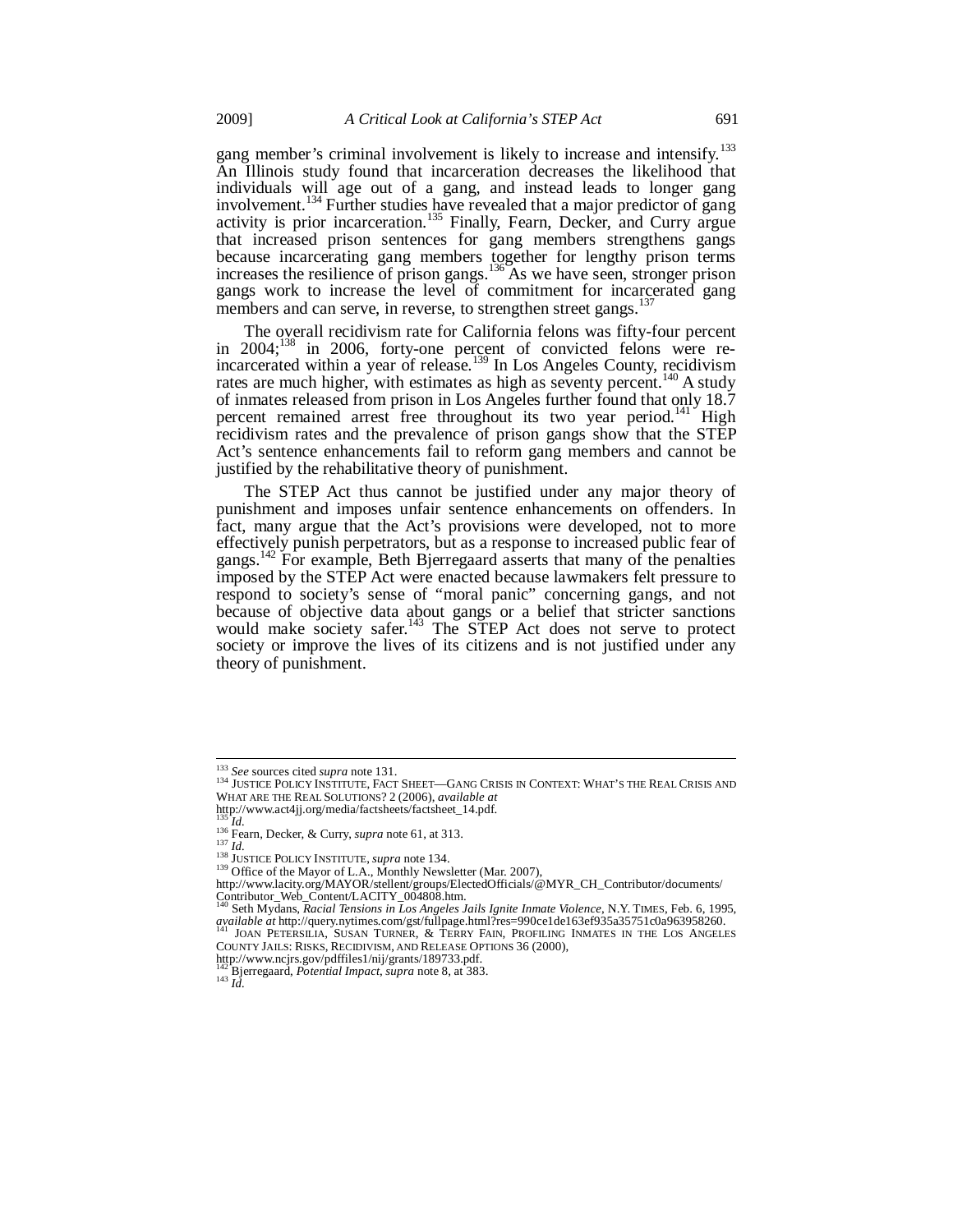gang member's criminal involvement is likely to increase and intensify.[133] An Illinois study found that incarceration decreases the likelihood that individuals will age out of a gang, and instead leads to longer gang involvement.[134] Further studies have revealed that a major predictor of gang activity is prior incarceration.[135] Finally, Fearn, Decker, and Curry argue that increased prison sentences for gang members strengthens gangs because incarcerating gang members together for lengthy prison terms increases the resilience of prison gangs.[136] As we have seen, stronger prison gangs work to increase the level of commitment for incarcerated gang members and can serve, in reverse, to strengthen street gangs.[137]

The overall recidivism rate for California felons was fifty-four percent in 2004;[138] in 2006, forty-one percent of convicted felons were re-incarcerated within a year of release.[139] In Los Angeles County, recidivism rates are much higher, with estimates as high as seventy percent.[140] A study of inmates released from prison in Los Angeles further found that only 18.7 percent remained arrest free throughout its two year period.[141] High recidivism rates and the prevalence of prison gangs show that the STEP Act's sentence enhancements fail to reform gang members and cannot be justified by the rehabilitative theory of punishment.

The STEP Act thus cannot be justified under any major theory of punishment and imposes unfair sentence enhancements on offenders. In fact, many argue that the Act's provisions were developed, not to more effectively punish perpetrators, but as a response to increased public fear of gangs.[142] For example, Beth Bjerregaard asserts that many of the penalties imposed by the STEP Act were enacted because lawmakers felt pressure to respond to society's sense of "moral panic" concerning gangs, and not because of objective data about gangs or a belief that stricter sanctions would make society safer.[143] The STEP Act does not serve to protect society or improve the lives of its citizens and is not justified under any theory of punishment.

---

[133] *See* sources cited *supra* note 131.

[134] JUSTICE POLICY INSTITUTE, FACT SHEET—GANG CRISIS IN CONTEXT: WHAT'S THE REAL CRISIS AND WHAT ARE THE REAL SOLUTIONS? 2 (2006), *available at* http://www.act4jj.org/media/factsheets/factsheet_14.pdf.

[135] *Id.*

[136] Fearn, Decker, & Curry, *supra* note 61, at 313.

[137] *Id.*

[138] JUSTICE POLICY INSTITUTE, *supra* note 134.

[139] Office of the Mayor of L.A., Monthly Newsletter (Mar. 2007), http://www.lacity.org/MAYOR/stellent/groups/ElectedOfficials/@MYR_CH_Contributor/documents/Contributor_Web_Content/LACITY_004808.htm.

[140] Seth Mydans, *Racial Tensions in Los Angeles Jails Ignite Inmate Violence*, N.Y. TIMES, Feb. 6, 1995, *available at* http://query.nytimes.com/gst/fullpage.html?res=990ce1de163ef935a35751c0a963958260.

[141] JOAN PETERSILIA, SUSAN TURNER, & TERRY FAIN, PROFILING INMATES IN THE LOS ANGELES COUNTY JAILS: RISKS, RECIDIVISM, AND RELEASE OPTIONS 36 (2000), http://www.ncjrs.gov/pdffiles1/nij/grants/189733.pdf.

[142] Bjerregaard, *Potential Impact*, *supra* note 8, at 383.

[143] *Id.*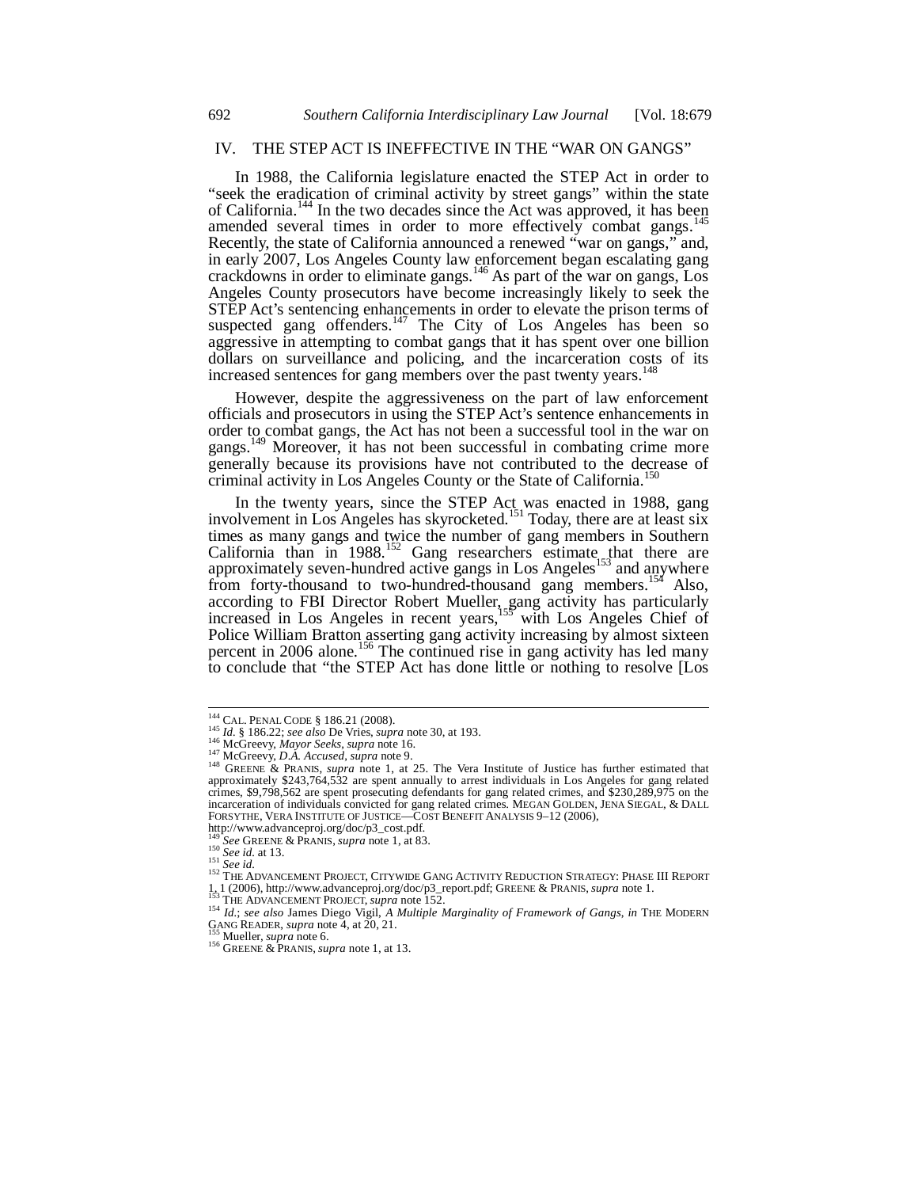## IV. THE STEP ACT IS INEFFECTIVE IN THE "WAR ON GANGS"

In 1988, the California legislature enacted the STEP Act in order to "seek the eradication of criminal activity by street gangs" within the state of California.[144] In the two decades since the Act was approved, it has been amended several times in order to more effectively combat gangs.[145] Recently, the state of California announced a renewed "war on gangs," and, in early 2007, Los Angeles County law enforcement began escalating gang crackdowns in order to eliminate gangs.[146] As part of the war on gangs, Los Angeles County prosecutors have become increasingly likely to seek the STEP Act's sentencing enhancements in order to elevate the prison terms of suspected gang offenders.[147] The City of Los Angeles has been so aggressive in attempting to combat gangs that it has spent over one billion dollars on surveillance and policing, and the incarceration costs of its increased sentences for gang members over the past twenty years.[148]

However, despite the aggressiveness on the part of law enforcement officials and prosecutors in using the STEP Act's sentence enhancements in order to combat gangs, the Act has not been a successful tool in the war on gangs.[149] Moreover, it has not been successful in combating crime more generally because its provisions have not contributed to the decrease of criminal activity in Los Angeles County or the State of California.[150]

In the twenty years, since the STEP Act was enacted in 1988, gang involvement in Los Angeles has skyrocketed.[151] Today, there are at least six times as many gangs and twice the number of gang members in Southern California than in 1988.[152] Gang researchers estimate that there are approximately seven-hundred active gangs in Los Angeles[153] and anywhere from forty-thousand to two-hundred-thousand gang members.[154] Also, according to FBI Director Robert Mueller, gang activity has particularly increased in Los Angeles in recent years,[155] with Los Angeles Chief of Police William Bratton asserting gang activity increasing by almost sixteen percent in 2006 alone.[156] The continued rise in gang activity has led many to conclude that "the STEP Act has done little or nothing to resolve [Los

---

[144] CAL. PENAL CODE § 186.21 (2008).

[145] *Id.* § 186.22; *see also* De Vries, *supra* note 30, at 193.

[146] McGreevy, *Mayor Seeks*, *supra* note 16.

[147] McGreevy, *D.A. Accused*, *supra* note 9.

[148] GREENE & PRANIS, *supra* note 1, at 25. The Vera Institute of Justice has further estimated that approximately $243,764,532 are spent annually to arrest individuals in Los Angeles for gang related crimes, $9,798,562 are spent prosecuting defendants for gang related crimes, and $230,289,975 on the incarceration of individuals convicted for gang related crimes. MEGAN GOLDEN, JENA SIEGAL, & DALL FORSYTHE, VERA INSTITUTE OF JUSTICE—COST BENEFIT ANALYSIS 9–12 (2006), http://www.advanceproj.org/doc/p3_cost.pdf.

[149] *See* GREENE & PRANIS, *supra* note 1, at 83.

[150] *See id.* at 13.

[151] *See id.*

[152] THE ADVANCEMENT PROJECT, CITYWIDE GANG ACTIVITY REDUCTION STRATEGY: PHASE III REPORT 1, 1 (2006), http://www.advanceproj.org/doc/p3_report.pdf; GREENE & PRANIS, *supra* note 1.

[153] THE ADVANCEMENT PROJECT, *supra* note 152.

[154] *Id.*; *see also* James Diego Vigil, *A Multiple Marginality of Framework of Gangs*, *in* THE MODERN GANG READER, *supra* note 4, at 20, 21.

[155] Mueller, *supra* note 6.

[156] GREENE & PRANIS, *supra* note 1, at 13.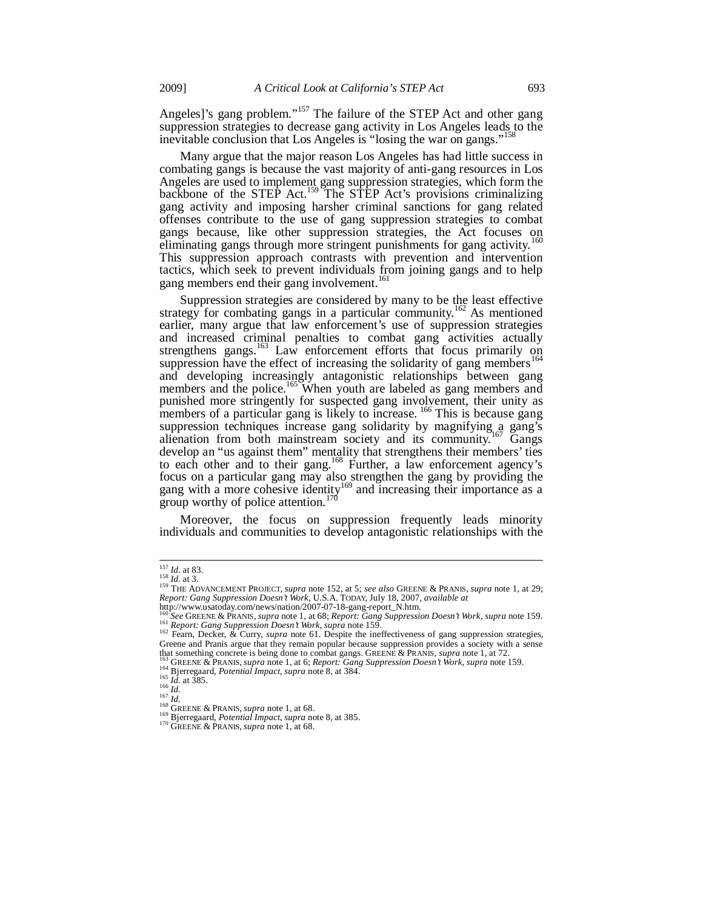Angeles]'s gang problem."[157] The failure of the STEP Act and other gang suppression strategies to decrease gang activity in Los Angeles leads to the inevitable conclusion that Los Angeles is "losing the war on gangs."[158]

Many argue that the major reason Los Angeles has had little success in combating gangs is because the vast majority of anti-gang resources in Los Angeles are used to implement gang suppression strategies, which form the backbone of the STEP Act.[159] The STEP Act's provisions criminalizing gang activity and imposing harsher criminal sanctions for gang related offenses contribute to the use of gang suppression strategies to combat gangs because, like other suppression strategies, the Act focuses on eliminating gangs through more stringent punishments for gang activity.[160] This suppression approach contrasts with prevention and intervention tactics, which seek to prevent individuals from joining gangs and to help gang members end their gang involvement.[161]

Suppression strategies are considered by many to be the least effective strategy for combating gangs in a particular community.[162] As mentioned earlier, many argue that law enforcement's use of suppression strategies and increased criminal penalties to combat gang activities actually strengthens gangs.[163] Law enforcement efforts that focus primarily on suppression have the effect of increasing the solidarity of gang members[164] and developing increasingly antagonistic relationships between gang members and the police.[165] When youth are labeled as gang members and punished more stringently for suspected gang involvement, their unity as members of a particular gang is likely to increase.[166] This is because gang suppression techniques increase gang solidarity by magnifying a gang's alienation from both mainstream society and its community.[167] Gangs develop an "us against them" mentality that strengthens their members' ties to each other and to their gang.[168] Further, a law enforcement agency's focus on a particular gang may also strengthen the gang by providing the gang with a more cohesive identity[169] and increasing their importance as a group worthy of police attention.[170]

Moreover, the focus on suppression frequently leads minority individuals and communities to develop antagonistic relationships with the

---

[157] *Id.* at 83.
[158] *Id.* at 3.
[159] THE ADVANCEMENT PROJECT, *supra* note 152, at 5; *see also* GREENE & PRANIS, *supra* note 1, at 29; *Report: Gang Suppression Doesn't Work*, U.S.A. TODAY, July 18, 2007, *available at* http://www.usatoday.com/news/nation/2007-07-18-gang-report_N.htm.
[160] *See* GREENE & PRANIS, *supra* note 1, at 68; *Report: Gang Suppression Doesn't Work*, *supra* note 159.
[161] *Report: Gang Suppression Doesn't Work*, *supra* note 159.
[162] Fearn, Decker, & Curry, *supra* note 61. Despite the ineffectiveness of gang suppression strategies, Greene and Pranis argue that they remain popular because suppression provides a society with a sense that something concrete is being done to combat gangs. GREENE & PRANIS, *supra* note 1, at 72.
[163] GREENE & PRANIS, *supra* note 1, at 6; *Report: Gang Suppression Doesn't Work*, *supra* note 159.
[164] Bjerregaard, *Potential Impact*, *supra* note 8, at 384.
[165] *Id.* at 385.
[166] *Id.*
[167] *Id.*
[168] GREENE & PRANIS, *supra* note 1, at 68.
[169] Bjerregaard, *Potential Impact*, *supra* note 8, at 385.
[170] GREENE & PRANIS, *supra* note 1, at 68.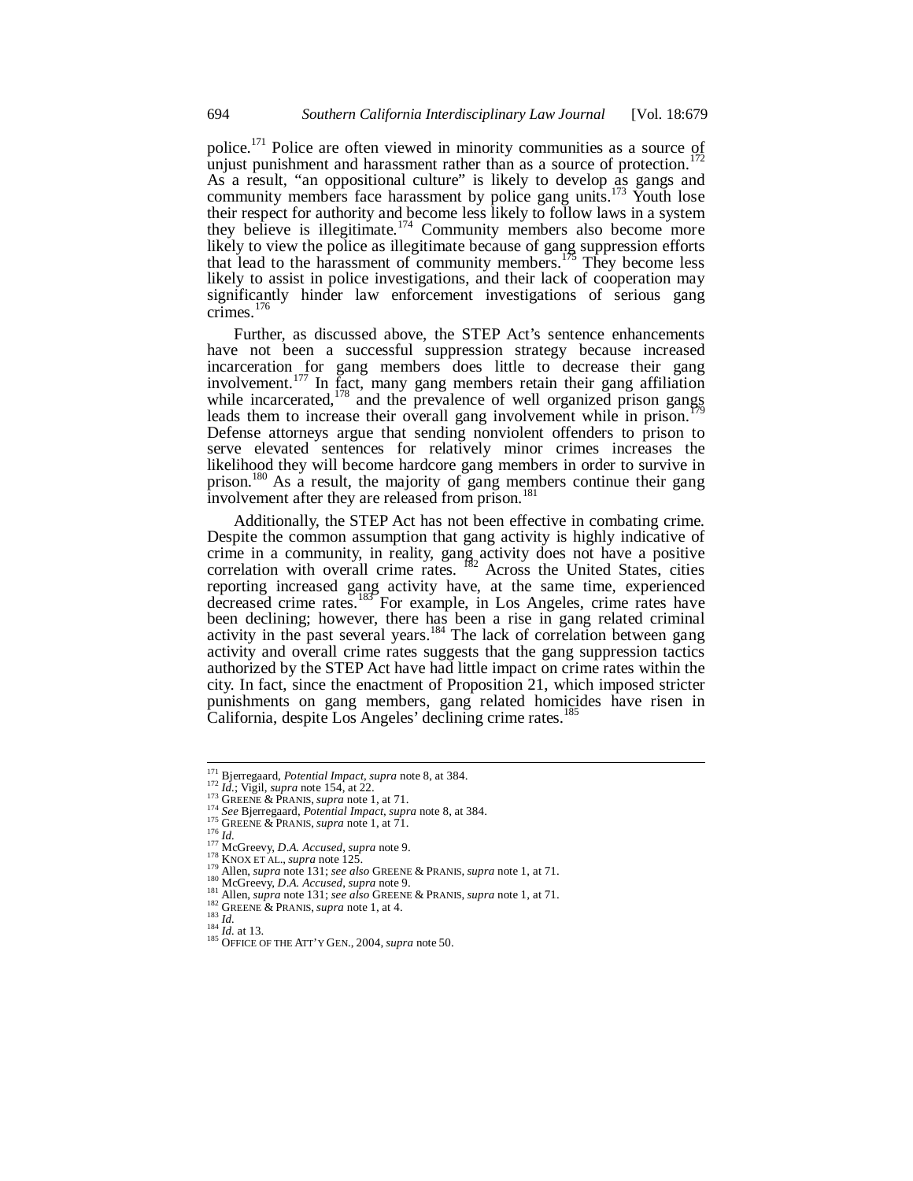police.[171] Police are often viewed in minority communities as a source of unjust punishment and harassment rather than as a source of protection.[172] As a result, "an oppositional culture" is likely to develop as gangs and community members face harassment by police gang units.[173] Youth lose their respect for authority and become less likely to follow laws in a system they believe is illegitimate.[174] Community members also become more likely to view the police as illegitimate because of gang suppression efforts that lead to the harassment of community members.[175] They become less likely to assist in police investigations, and their lack of cooperation may significantly hinder law enforcement investigations of serious gang crimes.[176]

Further, as discussed above, the STEP Act's sentence enhancements have not been a successful suppression strategy because increased incarceration for gang members does little to decrease their gang involvement.[177] In fact, many gang members retain their gang affiliation while incarcerated,[178] and the prevalence of well organized prison gangs leads them to increase their overall gang involvement while in prison.[179] Defense attorneys argue that sending nonviolent offenders to prison to serve elevated sentences for relatively minor crimes increases the likelihood they will become hardcore gang members in order to survive in prison.[180] As a result, the majority of gang members continue their gang involvement after they are released from prison.[181]

Additionally, the STEP Act has not been effective in combating crime. Despite the common assumption that gang activity is highly indicative of crime in a community, in reality, gang activity does not have a positive correlation with overall crime rates.[182] Across the United States, cities reporting increased gang activity have, at the same time, experienced decreased crime rates.[183] For example, in Los Angeles, crime rates have been declining; however, there has been a rise in gang related criminal activity in the past several years.[184] The lack of correlation between gang activity and overall crime rates suggests that the gang suppression tactics authorized by the STEP Act have had little impact on crime rates within the city. In fact, since the enactment of Proposition 21, which imposed stricter punishments on gang members, gang related homicides have risen in California, despite Los Angeles' declining crime rates.[185]

---

[171] Bjerregaard, *Potential Impact*, *supra* note 8, at 384.
[172] *Id.*; Vigil, *supra* note 154, at 22.
[173] GREENE & PRANIS, *supra* note 1, at 71.
[174] *See* Bjerregaard, *Potential Impact*, *supra* note 8, at 384.
[175] GREENE & PRANIS, *supra* note 1, at 71.
[176] *Id.*
[177] McGreevy, *D.A. Accused*, *supra* note 9.
[178] KNOX ET AL., *supra* note 125.
[179] Allen, *supra* note 131; *see also* GREENE & PRANIS, *supra* note 1, at 71.
[180] McGreevy, *D.A. Accused*, *supra* note 9.
[181] Allen, *supra* note 131; *see also* GREENE & PRANIS, *supra* note 1, at 71.
[182] GREENE & PRANIS, *supra* note 1, at 4.
[183] *Id.*
[184] *Id.* at 13.
[185] OFFICE OF THE ATT'Y GEN., 2004, *supra* note 50.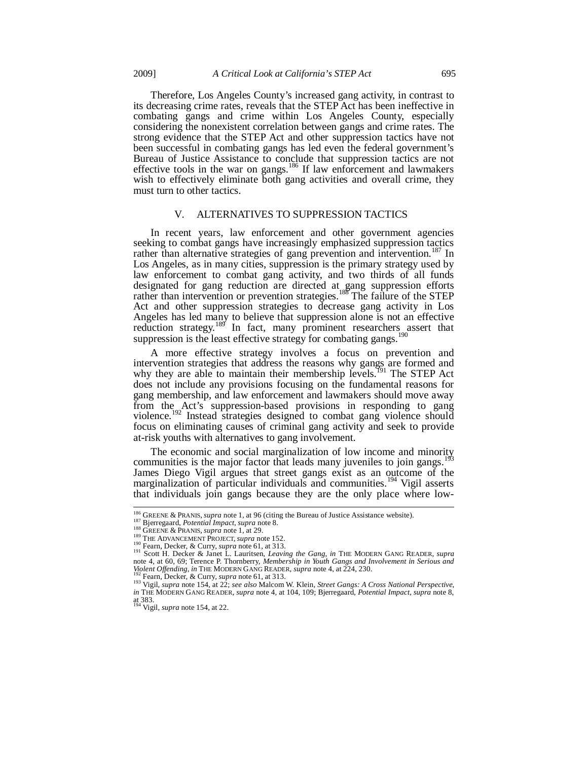Therefore, Los Angeles County's increased gang activity, in contrast to its decreasing crime rates, reveals that the STEP Act has been ineffective in combating gangs and crime within Los Angeles County, especially considering the nonexistent correlation between gangs and crime rates. The strong evidence that the STEP Act and other suppression tactics have not been successful in combating gangs has led even the federal government's Bureau of Justice Assistance to conclude that suppression tactics are not effective tools in the war on gangs.[186] If law enforcement and lawmakers wish to effectively eliminate both gang activities and overall crime, they must turn to other tactics.

## V. ALTERNATIVES TO SUPPRESSION TACTICS

In recent years, law enforcement and other government agencies seeking to combat gangs have increasingly emphasized suppression tactics rather than alternative strategies of gang prevention and intervention.[187] In Los Angeles, as in many cities, suppression is the primary strategy used by law enforcement to combat gang activity, and two thirds of all funds designated for gang reduction are directed at gang suppression efforts rather than intervention or prevention strategies.[188] The failure of the STEP Act and other suppression strategies to decrease gang activity in Los Angeles has led many to believe that suppression alone is not an effective reduction strategy.[189] In fact, many prominent researchers assert that suppression is the least effective strategy for combating gangs.[190]

A more effective strategy involves a focus on prevention and intervention strategies that address the reasons why gangs are formed and why they are able to maintain their membership levels.[191] The STEP Act does not include any provisions focusing on the fundamental reasons for gang membership, and law enforcement and lawmakers should move away from the Act's suppression-based provisions in responding to gang violence.[192] Instead strategies designed to combat gang violence should focus on eliminating causes of criminal gang activity and seek to provide at-risk youths with alternatives to gang involvement.

The economic and social marginalization of low income and minority communities is the major factor that leads many juveniles to join gangs.[193] James Diego Vigil argues that street gangs exist as an outcome of the marginalization of particular individuals and communities.[194] Vigil asserts that individuals join gangs because they are the only place where low-

---

[186] GREENE & PRANIS, *supra* note 1, at 96 (citing the Bureau of Justice Assistance website).

[187] Bjerregaard, *Potential Impact*, *supra* note 8.

[188] GREENE & PRANIS, *supra* note 1, at 29.

[189] THE ADVANCEMENT PROJECT, *supra* note 152.

[190] Fearn, Decker, & Curry, *supra* note 61, at 313.

[191] Scott H. Decker & Janet L. Lauritsen, *Leaving the Gang*, *in* THE MODERN GANG READER, *supra* note 4, at 60, 69; Terence P. Thornberry, *Membership in Youth Gangs and Involvement in Serious and Violent Offending*, *in* THE MODERN GANG READER, *supra* note 4, at 224, 230.

[192] Fearn, Decker, & Curry, *supra* note 61, at 313.

[193] Vigil, *supra* note 154, at 22; *see also* Malcom W. Klein, *Street Gangs: A Cross National Perspective*, *in* THE MODERN GANG READER, *supra* note 4, at 104, 109; Bjerregaard, *Potential Impact*, *supra* note 8, at 383.

[194] Vigil, *supra* note 154, at 22.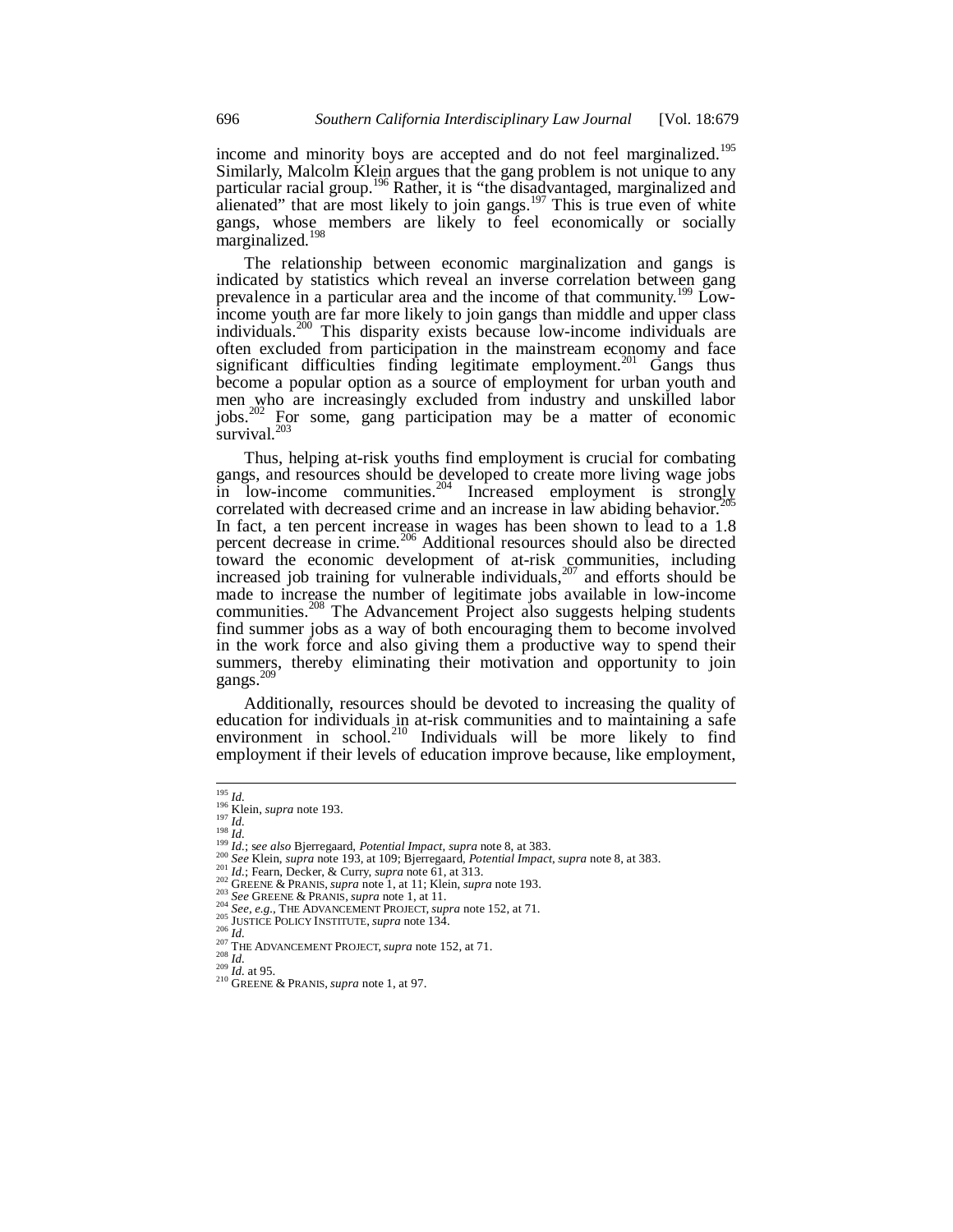income and minority boys are accepted and do not feel marginalized.[195] Similarly, Malcolm Klein argues that the gang problem is not unique to any particular racial group.[196] Rather, it is "the disadvantaged, marginalized and alienated" that are most likely to join gangs.[197] This is true even of white gangs, whose members are likely to feel economically or socially marginalized.[198]

The relationship between economic marginalization and gangs is indicated by statistics which reveal an inverse correlation between gang prevalence in a particular area and the income of that community.[199] Low-income youth are far more likely to join gangs than middle and upper class individuals.[200] This disparity exists because low-income individuals are often excluded from participation in the mainstream economy and face significant difficulties finding legitimate employment.[201] Gangs thus become a popular option as a source of employment for urban youth and men who are increasingly excluded from industry and unskilled labor jobs.[202] For some, gang participation may be a matter of economic survival.[203]

Thus, helping at-risk youths find employment is crucial for combating gangs, and resources should be developed to create more living wage jobs in low-income communities.[204] Increased employment is strongly correlated with decreased crime and an increase in law abiding behavior.[205] In fact, a ten percent increase in wages has been shown to lead to a 1.8 percent decrease in crime.[206] Additional resources should also be directed toward the economic development of at-risk communities, including increased job training for vulnerable individuals,[207] and efforts should be made to increase the number of legitimate jobs available in low-income communities.[208] The Advancement Project also suggests helping students find summer jobs as a way of both encouraging them to become involved in the work force and also giving them a productive way to spend their summers, thereby eliminating their motivation and opportunity to join gangs.[209]

Additionally, resources should be devoted to increasing the quality of education for individuals in at-risk communities and to maintaining a safe environment in school.[210] Individuals will be more likely to find employment if their levels of education improve because, like employment,

---

[195] *Id.*
[196] Klein, *supra* note 193.
[197] *Id.*
[198] *Id.*
[199] *Id.*; *see also* Bjerregaard, *Potential Impact*, *supra* note 8, at 383.
[200] *See* Klein, *supra* note 193, at 109; Bjerregaard, *Potential Impact*, *supra* note 8, at 383.
[201] *Id.*; Fearn, Decker, & Curry, *supra* note 61, at 313.
[202] GREENE & PRANIS, *supra* note 1, at 11; Klein, *supra* note 193.
[203] *See* GREENE & PRANIS, *supra* note 1, at 11.
[204] *See, e.g.*, THE ADVANCEMENT PROJECT, *supra* note 152, at 71.
[205] JUSTICE POLICY INSTITUTE, *supra* note 134.
[206] *Id.*
[207] THE ADVANCEMENT PROJECT, *supra* note 152, at 71.
[208] *Id.*
[209] *Id.* at 95.
[210] GREENE & PRANIS, *supra* note 1, at 97.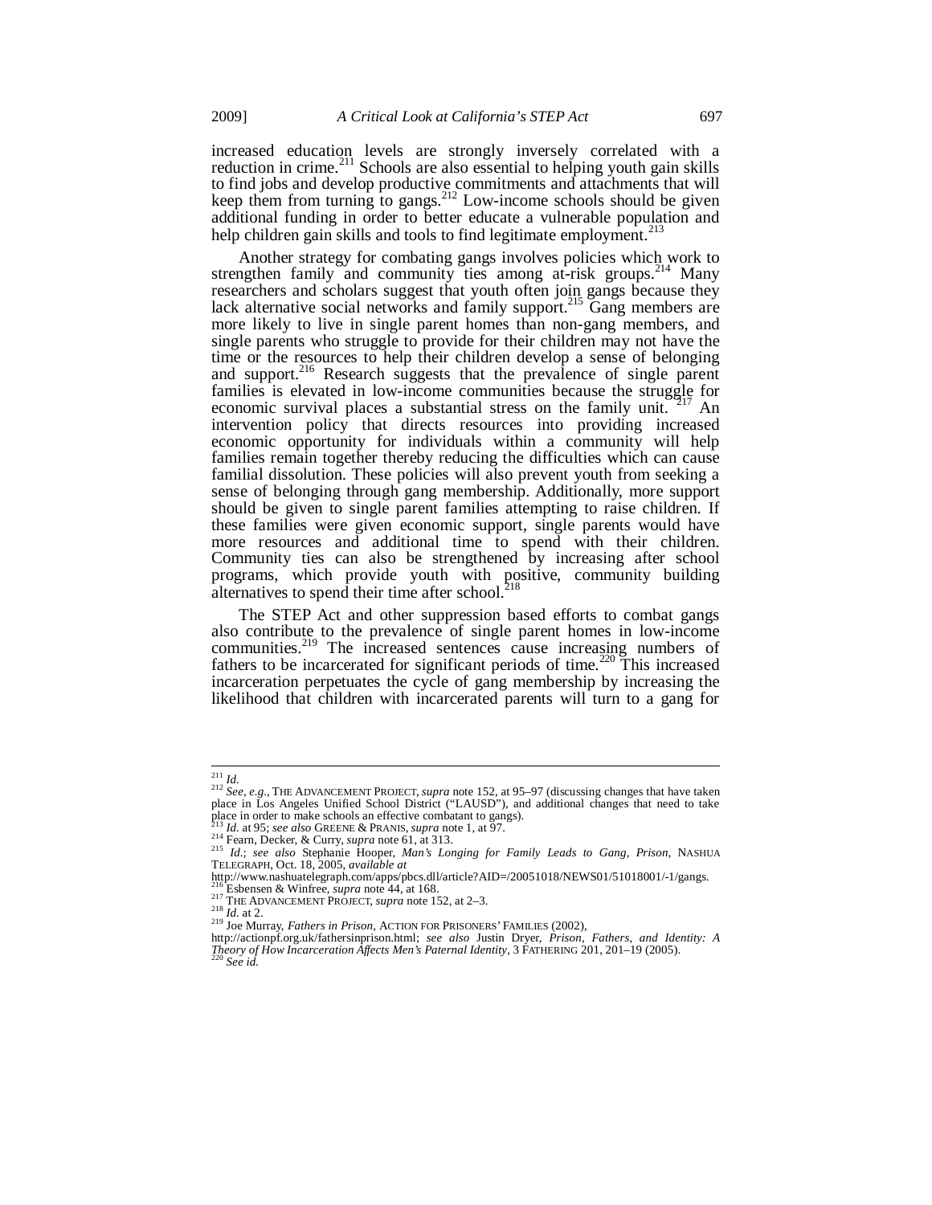increased education levels are strongly inversely correlated with a reduction in crime.[211] Schools are also essential to helping youth gain skills to find jobs and develop productive commitments and attachments that will keep them from turning to gangs.[212] Low-income schools should be given additional funding in order to better educate a vulnerable population and help children gain skills and tools to find legitimate employment.[213]

Another strategy for combating gangs involves policies which work to strengthen family and community ties among at-risk groups.[214] Many researchers and scholars suggest that youth often join gangs because they lack alternative social networks and family support.[215] Gang members are more likely to live in single parent homes than non-gang members, and single parents who struggle to provide for their children may not have the time or the resources to help their children develop a sense of belonging and support.[216] Research suggests that the prevalence of single parent families is elevated in low-income communities because the struggle for economic survival places a substantial stress on the family unit.[217] An intervention policy that directs resources into providing increased economic opportunity for individuals within a community will help families remain together thereby reducing the difficulties which can cause familial dissolution. These policies will also prevent youth from seeking a sense of belonging through gang membership. Additionally, more support should be given to single parent families attempting to raise children. If these families were given economic support, single parents would have more resources and additional time to spend with their children. Community ties can also be strengthened by increasing after school programs, which provide youth with positive, community building alternatives to spend their time after school.[218]

The STEP Act and other suppression based efforts to combat gangs also contribute to the prevalence of single parent homes in low-income communities.[219] The increased sentences cause increasing numbers of fathers to be incarcerated for significant periods of time.[220] This increased incarceration perpetuates the cycle of gang membership by increasing the likelihood that children with incarcerated parents will turn to a gang for

---

[211] *Id.*

[212] *See, e.g.*, THE ADVANCEMENT PROJECT, *supra* note 152, at 95–97 (discussing changes that have taken place in Los Angeles Unified School District ("LAUSD"), and additional changes that need to take place in order to make schools an effective combatant to gangs).

[213] *Id.* at 95; *see also* GREENE & PRANIS, *supra* note 1, at 97.

[214] Fearn, Decker, & Curry, *supra* note 61, at 313.

[215] *Id.*; *see also* Stephanie Hooper, *Man's Longing for Family Leads to Gang, Prison*, NASHUA TELEGRAPH, Oct. 18, 2005, *available at* http://www.nashuatelegraph.com/apps/pbcs.dll/article?AID=/20051018/NEWS01/51018001/-1/gangs.

[216] Esbensen & Winfree, *supra* note 44, at 168.

[217] THE ADVANCEMENT PROJECT, *supra* note 152, at 2–3.

[218] *Id.* at 2.

[219] Joe Murray, *Fathers in Prison*, ACTION FOR PRISONERS' FAMILIES (2002), http://actionpf.org.uk/fathersinprison.html; *see also* Justin Dryer, *Prison, Fathers, and Identity: A Theory of How Incarceration Affects Men's Paternal Identity*, 3 FATHERING 201, 201–19 (2005).

[220] *See id.*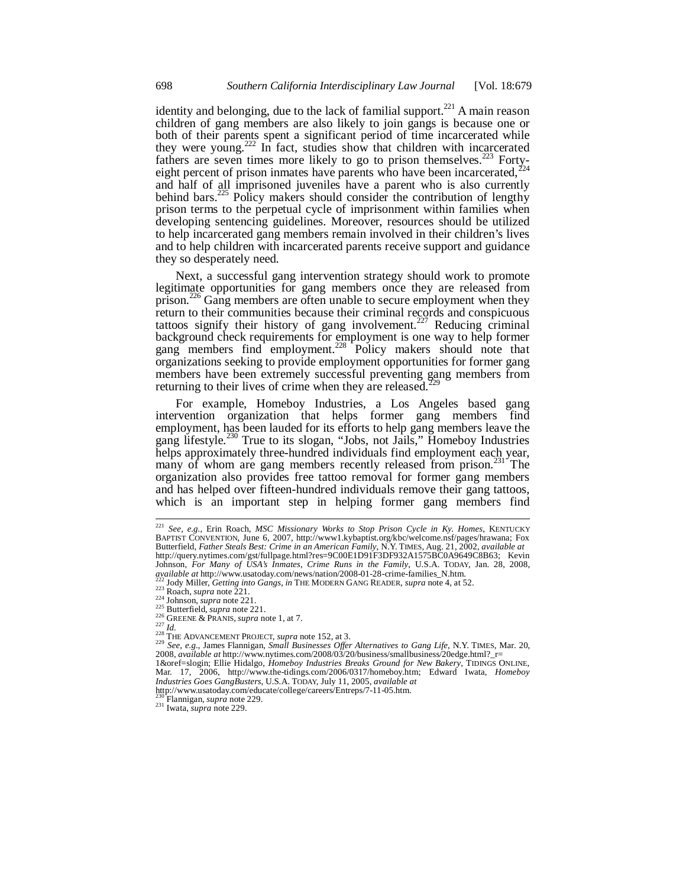identity and belonging, due to the lack of familial support.[221] A main reason children of gang members are also likely to join gangs is because one or both of their parents spent a significant period of time incarcerated while they were young.[222] In fact, studies show that children with incarcerated fathers are seven times more likely to go to prison themselves.[223] Forty-eight percent of prison inmates have parents who have been incarcerated,[224] and half of all imprisoned juveniles have a parent who is also currently behind bars.[225] Policy makers should consider the contribution of lengthy prison terms to the perpetual cycle of imprisonment within families when developing sentencing guidelines. Moreover, resources should be utilized to help incarcerated gang members remain involved in their children's lives and to help children with incarcerated parents receive support and guidance they so desperately need.

Next, a successful gang intervention strategy should work to promote legitimate opportunities for gang members once they are released from prison.[226] Gang members are often unable to secure employment when they return to their communities because their criminal records and conspicuous tattoos signify their history of gang involvement.[227] Reducing criminal background check requirements for employment is one way to help former gang members find employment.[228] Policy makers should note that organizations seeking to provide employment opportunities for former gang members have been extremely successful preventing gang members from returning to their lives of crime when they are released.[229]

For example, Homeboy Industries, a Los Angeles based gang intervention organization that helps former gang members find employment, has been lauded for its efforts to help gang members leave the gang lifestyle.[230] True to its slogan, "Jobs, not Jails," Homeboy Industries helps approximately three-hundred individuals find employment each year, many of whom are gang members recently released from prison.[231] The organization also provides free tattoo removal for former gang members and has helped over fifteen-hundred individuals remove their gang tattoos, which is an important step in helping former gang members find

---

[221] *See, e.g.*, Erin Roach, *MSC Missionary Works to Stop Prison Cycle in Ky. Homes*, KENTUCKY BAPTIST CONVENTION, June 6, 2007, http://www1.kybaptist.org/kbc/welcome.nsf/pages/hrawana; Fox Butterfield, *Father Steals Best: Crime in an American Family*, N.Y. TIMES, Aug. 21, 2002, *available at* http://query.nytimes.com/gst/fullpage.html?res=9C00E1D91F3DF932A1575BC0A9649C8B63; Kevin Johnson, *For Many of USA's Inmates, Crime Runs in the Family*, U.S.A. TODAY, Jan. 28, 2008, *available at* http://www.usatoday.com/news/nation/2008-01-28-crime-families_N.htm.

[222] Jody Miller, *Getting into Gangs*, *in* THE MODERN GANG READER, *supra* note 4, at 52.

[223] Roach, *supra* note 221.

[224] Johnson, *supra* note 221.

[225] Butterfield, *supra* note 221.

[226] GREENE & PRANIS, *supra* note 1, at 7.

[227] *Id.*

[228] THE ADVANCEMENT PROJECT, *supra* note 152, at 3.

[229] *See, e.g.*, James Flannigan, *Small Businesses Offer Alternatives to Gang Life*, N.Y. TIMES, Mar. 20, 2008, *available at* http://www.nytimes.com/2008/03/20/business/smallbusiness/20edge.html?_r=1&oref=slogin; Ellie Hidalgo, *Homeboy Industries Breaks Ground for New Bakery*, TIDINGS ONLINE, Mar. 17, 2006, http://www.the-tidings.com/2006/0317/homeboy.htm; Edward Iwata, *Homeboy Industries Goes GangBusters*, U.S.A. TODAY, July 11, 2005, *available at* http://www.usatoday.com/educate/college/careers/Entreps/7-11-05.htm.

[230] Flannigan, *supra* note 229.

[231] Iwata, *supra* note 229.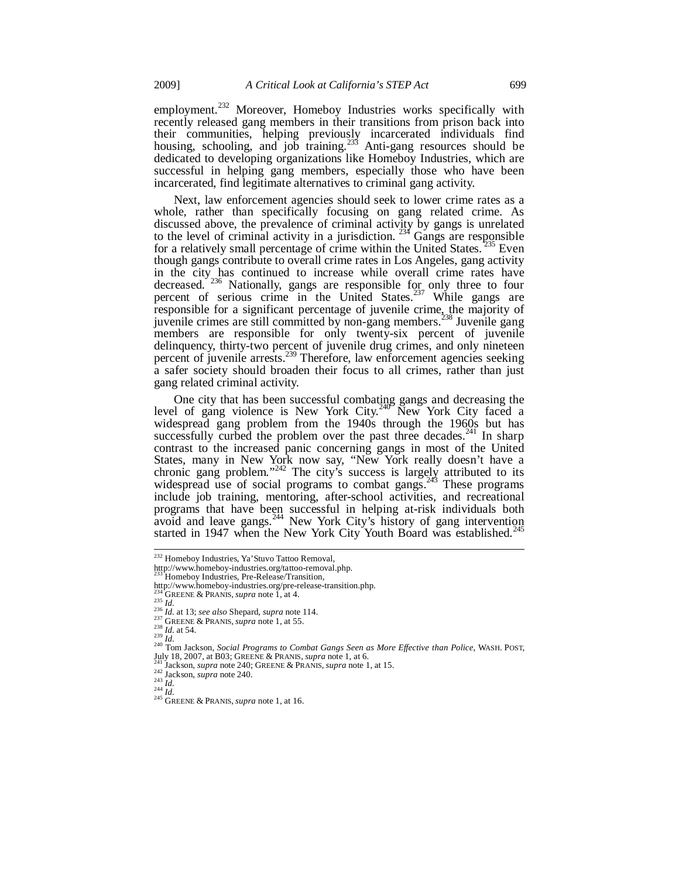employment.[232] Moreover, Homeboy Industries works specifically with recently released gang members in their transitions from prison back into their communities, helping previously incarcerated individuals find housing, schooling, and job training.[233] Anti-gang resources should be dedicated to developing organizations like Homeboy Industries, which are successful in helping gang members, especially those who have been incarcerated, find legitimate alternatives to criminal gang activity.

Next, law enforcement agencies should seek to lower crime rates as a whole, rather than specifically focusing on gang related crime. As discussed above, the prevalence of criminal activity by gangs is unrelated to the level of criminal activity in a jurisdiction.[234] Gangs are responsible for a relatively small percentage of crime within the United States.[235] Even though gangs contribute to overall crime rates in Los Angeles, gang activity in the city has continued to increase while overall crime rates have decreased.[236] Nationally, gangs are responsible for only three to four percent of serious crime in the United States.[237] While gangs are responsible for a significant percentage of juvenile crime, the majority of juvenile crimes are still committed by non-gang members.[238] Juvenile gang members are responsible for only twenty-six percent of juvenile delinquency, thirty-two percent of juvenile drug crimes, and only nineteen percent of juvenile arrests.[239] Therefore, law enforcement agencies seeking a safer society should broaden their focus to all crimes, rather than just gang related criminal activity.

One city that has been successful combating gangs and decreasing the level of gang violence is New York City.[240] New York City faced a widespread gang problem from the 1940s through the 1960s but has successfully curbed the problem over the past three decades.[241] In sharp contrast to the increased panic concerning gangs in most of the United States, many in New York now say, "New York really doesn't have a chronic gang problem."[242] The city's success is largely attributed to its widespread use of social programs to combat gangs.[243] These programs include job training, mentoring, after-school activities, and recreational programs that have been successful in helping at-risk individuals both avoid and leave gangs.[244] New York City's history of gang intervention started in 1947 when the New York City Youth Board was established.[245]

---

[232] Homeboy Industries, Ya'Stuvo Tattoo Removal, http://www.homeboy-industries.org/tattoo-removal.php.

[233] Homeboy Industries, Pre-Release/Transition, http://www.homeboy-industries.org/pre-release-transition.php.

[234] GREENE & PRANIS, *supra* note 1, at 4.

[235] *Id.*

[236] *Id.* at 13; *see also* Shepard, *supra* note 114.

[237] GREENE & PRANIS, *supra* note 1, at 55.

[238] *Id.* at 54.

[239] *Id.*

[240] Tom Jackson, *Social Programs to Combat Gangs Seen as More Effective than Police*, WASH. POST, July 18, 2007, at B03; GREENE & PRANIS, *supra* note 1, at 6.

[241] Jackson, *supra* note 240; GREENE & PRANIS, *supra* note 1, at 15.

[242] Jackson, *supra* note 240.

[243] *Id.*

[244] *Id.*

[245] GREENE & PRANIS, *supra* note 1, at 16.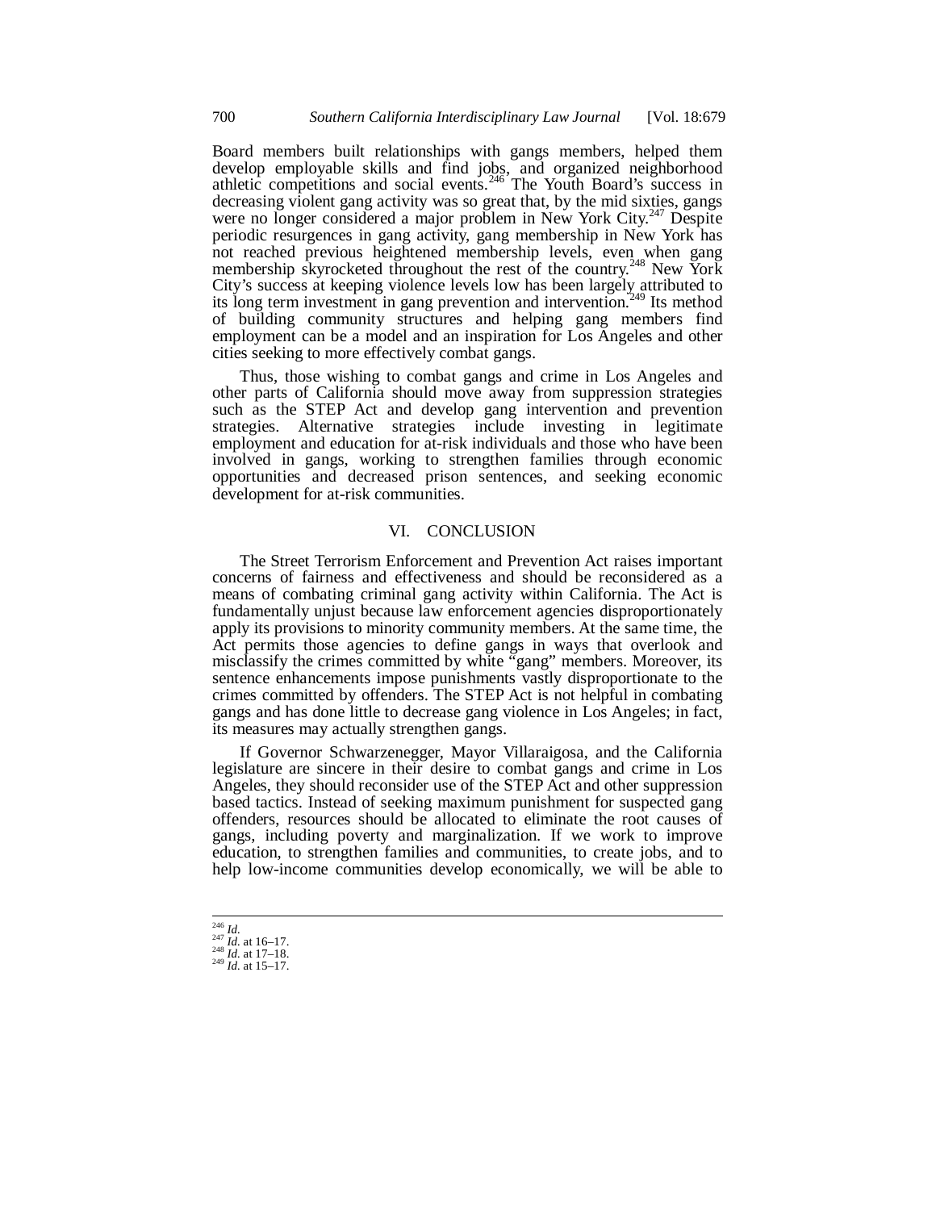Board members built relationships with gangs members, helped them develop employable skills and find jobs, and organized neighborhood athletic competitions and social events.[246] The Youth Board's success in decreasing violent gang activity was so great that, by the mid sixties, gangs were no longer considered a major problem in New York City.[247] Despite periodic resurgences in gang activity, gang membership in New York has not reached previous heightened membership levels, even when gang membership skyrocketed throughout the rest of the country.[248] New York City's success at keeping violence levels low has been largely attributed to its long term investment in gang prevention and intervention.[249] Its method of building community structures and helping gang members find employment can be a model and an inspiration for Los Angeles and other cities seeking to more effectively combat gangs.

Thus, those wishing to combat gangs and crime in Los Angeles and other parts of California should move away from suppression strategies such as the STEP Act and develop gang intervention and prevention strategies. Alternative strategies include investing in legitimate employment and education for at-risk individuals and those who have been involved in gangs, working to strengthen families through economic opportunities and decreased prison sentences, and seeking economic development for at-risk communities.

## VI. CONCLUSION

The Street Terrorism Enforcement and Prevention Act raises important concerns of fairness and effectiveness and should be reconsidered as a means of combating criminal gang activity within California. The Act is fundamentally unjust because law enforcement agencies disproportionately apply its provisions to minority community members. At the same time, the Act permits those agencies to define gangs in ways that overlook and misclassify the crimes committed by white "gang" members. Moreover, its sentence enhancements impose punishments vastly disproportionate to the crimes committed by offenders. The STEP Act is not helpful in combating gangs and has done little to decrease gang violence in Los Angeles; in fact, its measures may actually strengthen gangs.

If Governor Schwarzenegger, Mayor Villaraigosa, and the California legislature are sincere in their desire to combat gangs and crime in Los Angeles, they should reconsider use of the STEP Act and other suppression based tactics. Instead of seeking maximum punishment for suspected gang offenders, resources should be allocated to eliminate the root causes of gangs, including poverty and marginalization. If we work to improve education, to strengthen families and communities, to create jobs, and to help low-income communities develop economically, we will be able to

---

[246] *Id.*
[247] *Id.* at 16–17.
[248] *Id.* at 17–18.
[249] *Id.* at 15–17.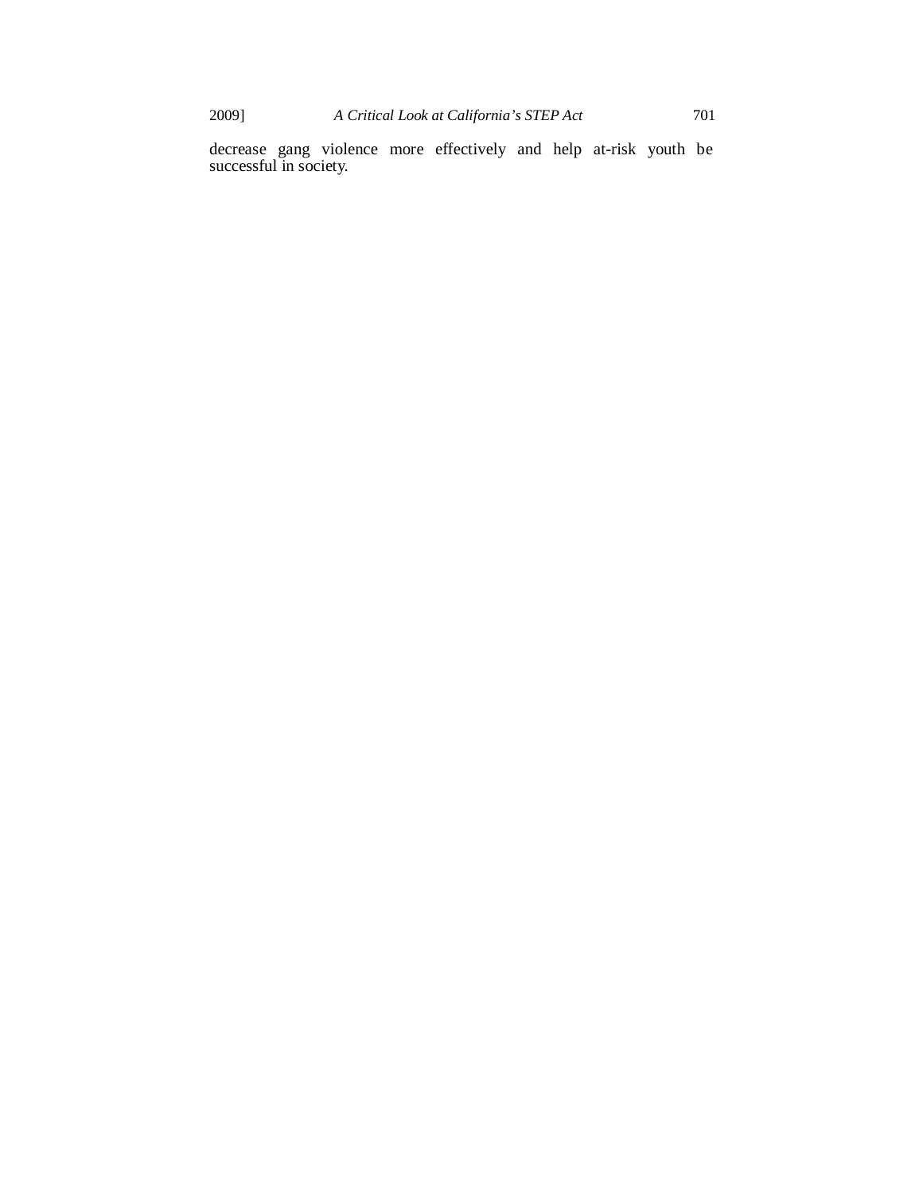decrease gang violence more effectively and help at-risk youth be successful in society.